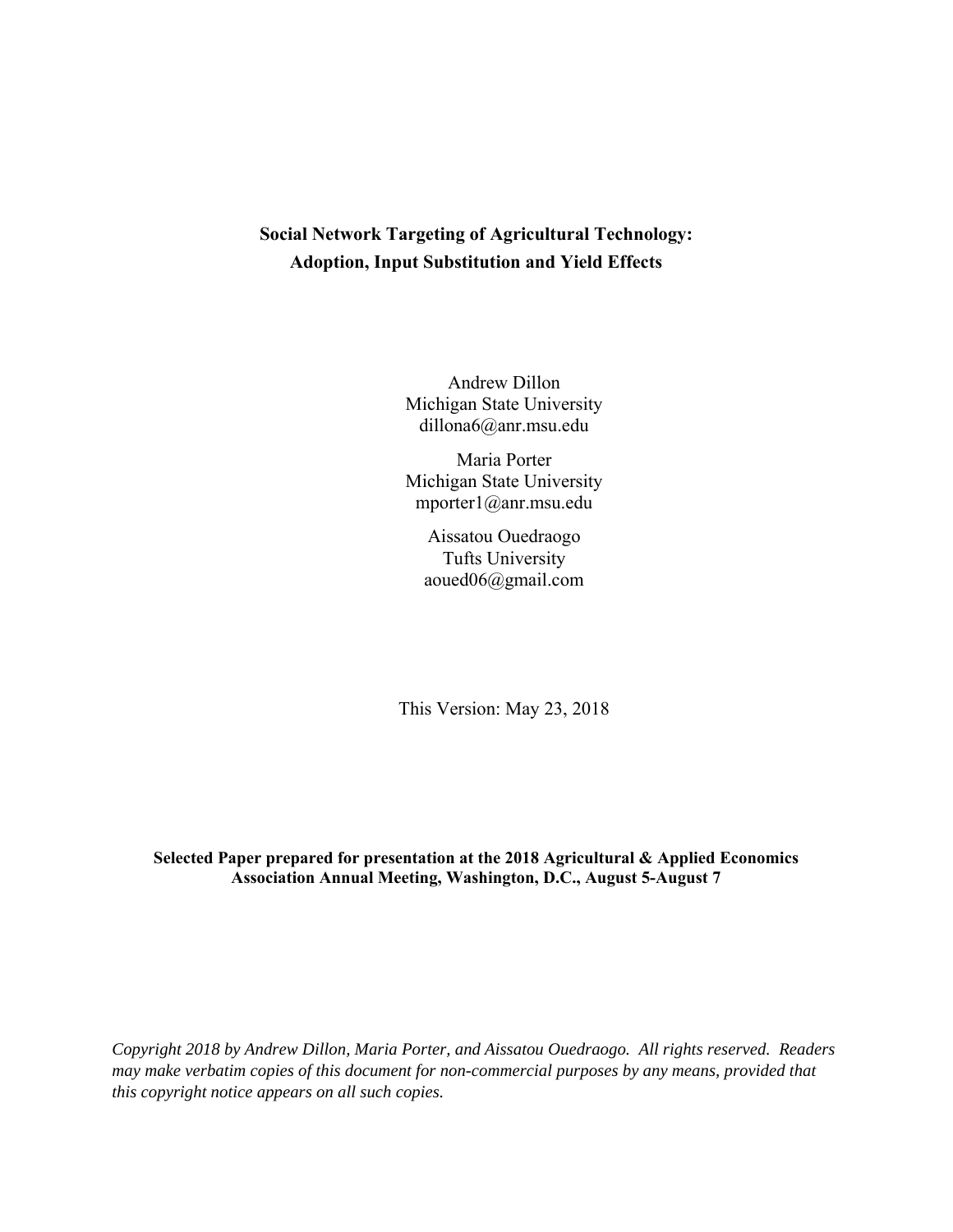# Social Network Targeting of Agricultural Technology: Adoption, Input Substitution and Yield Effects

Andrew Dillon
Michigan State University
dillona6@anr.msu.edu

Maria Porter
Michigan State University
mporter1@anr.msu.edu

Aissatou Ouedraogo
Tufts University
aoued06@gmail.com

This Version: May 23, 2018

**Selected Paper prepared for presentation at the 2018 Agricultural & Applied Economics Association Annual Meeting, Washington, D.C., August 5-August 7**

*Copyright 2018 by Andrew Dillon, Maria Porter, and Aissatou Ouedraogo. All rights reserved. Readers may make verbatim copies of this document for non-commercial purposes by any means, provided that this copyright notice appears on all such copies.*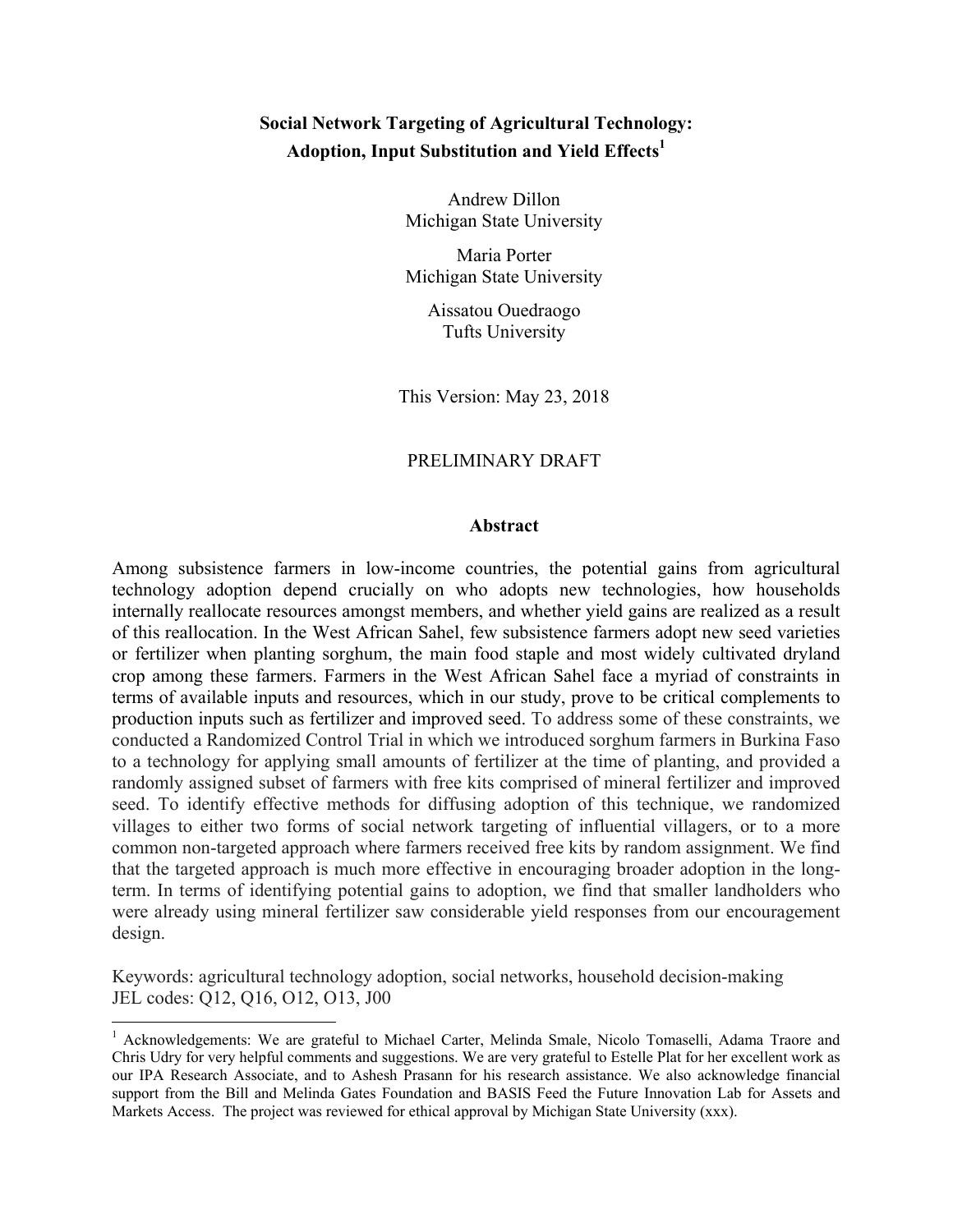**Social Network Targeting of Agricultural Technology: Adoption, Input Substitution and Yield Effects**[1]

Andrew Dillon
Michigan State University

Maria Porter
Michigan State University

Aissatou Ouedraogo
Tufts University

This Version: May 23, 2018

PRELIMINARY DRAFT

## Abstract

Among subsistence farmers in low-income countries, the potential gains from agricultural technology adoption depend crucially on who adopts new technologies, how households internally reallocate resources amongst members, and whether yield gains are realized as a result of this reallocation. In the West African Sahel, few subsistence farmers adopt new seed varieties or fertilizer when planting sorghum, the main food staple and most widely cultivated dryland crop among these farmers. Farmers in the West African Sahel face a myriad of constraints in terms of available inputs and resources, which in our study, prove to be critical complements to production inputs such as fertilizer and improved seed. To address some of these constraints, we conducted a Randomized Control Trial in which we introduced sorghum farmers in Burkina Faso to a technology for applying small amounts of fertilizer at the time of planting, and provided a randomly assigned subset of farmers with free kits comprised of mineral fertilizer and improved seed. To identify effective methods for diffusing adoption of this technique, we randomized villages to either two forms of social network targeting of influential villagers, or to a more common non-targeted approach where farmers received free kits by random assignment. We find that the targeted approach is much more effective in encouraging broader adoption in the long-term. In terms of identifying potential gains to adoption, we find that smaller landholders who were already using mineral fertilizer saw considerable yield responses from our encouragement design.

Keywords: agricultural technology adoption, social networks, household decision-making
JEL codes: Q12, Q16, O12, O13, J00

---

[1] Acknowledgements: We are grateful to Michael Carter, Melinda Smale, Nicolo Tomaselli, Adama Traore and Chris Udry for very helpful comments and suggestions. We are very grateful to Estelle Plat for her excellent work as our IPA Research Associate, and to Ashesh Prasann for his research assistance. We also acknowledge financial support from the Bill and Melinda Gates Foundation and BASIS Feed the Future Innovation Lab for Assets and Markets Access. The project was reviewed for ethical approval by Michigan State University (xxx).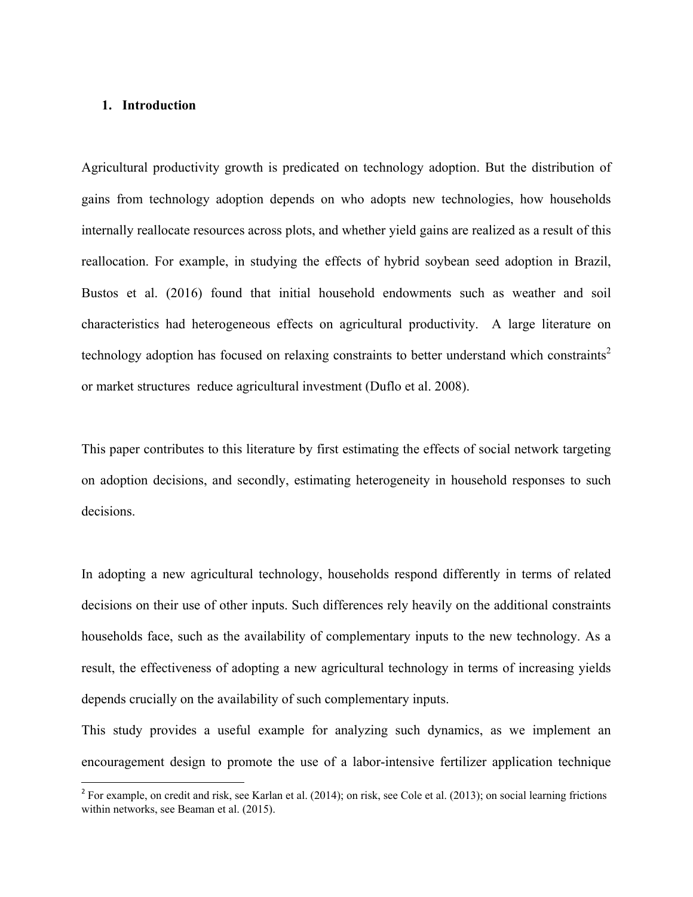## 1. Introduction

Agricultural productivity growth is predicated on technology adoption. But the distribution of gains from technology adoption depends on who adopts new technologies, how households internally reallocate resources across plots, and whether yield gains are realized as a result of this reallocation. For example, in studying the effects of hybrid soybean seed adoption in Brazil, Bustos et al. (2016) found that initial household endowments such as weather and soil characteristics had heterogeneous effects on agricultural productivity. A large literature on technology adoption has focused on relaxing constraints to better understand which constraints[2] or market structures reduce agricultural investment (Duflo et al. 2008).

This paper contributes to this literature by first estimating the effects of social network targeting on adoption decisions, and secondly, estimating heterogeneity in household responses to such decisions.

In adopting a new agricultural technology, households respond differently in terms of related decisions on their use of other inputs. Such differences rely heavily on the additional constraints households face, such as the availability of complementary inputs to the new technology. As a result, the effectiveness of adopting a new agricultural technology in terms of increasing yields depends crucially on the availability of such complementary inputs.

This study provides a useful example for analyzing such dynamics, as we implement an encouragement design to promote the use of a labor-intensive fertilizer application technique

[2] For example, on credit and risk, see Karlan et al. (2014); on risk, see Cole et al. (2013); on social learning frictions within networks, see Beaman et al. (2015).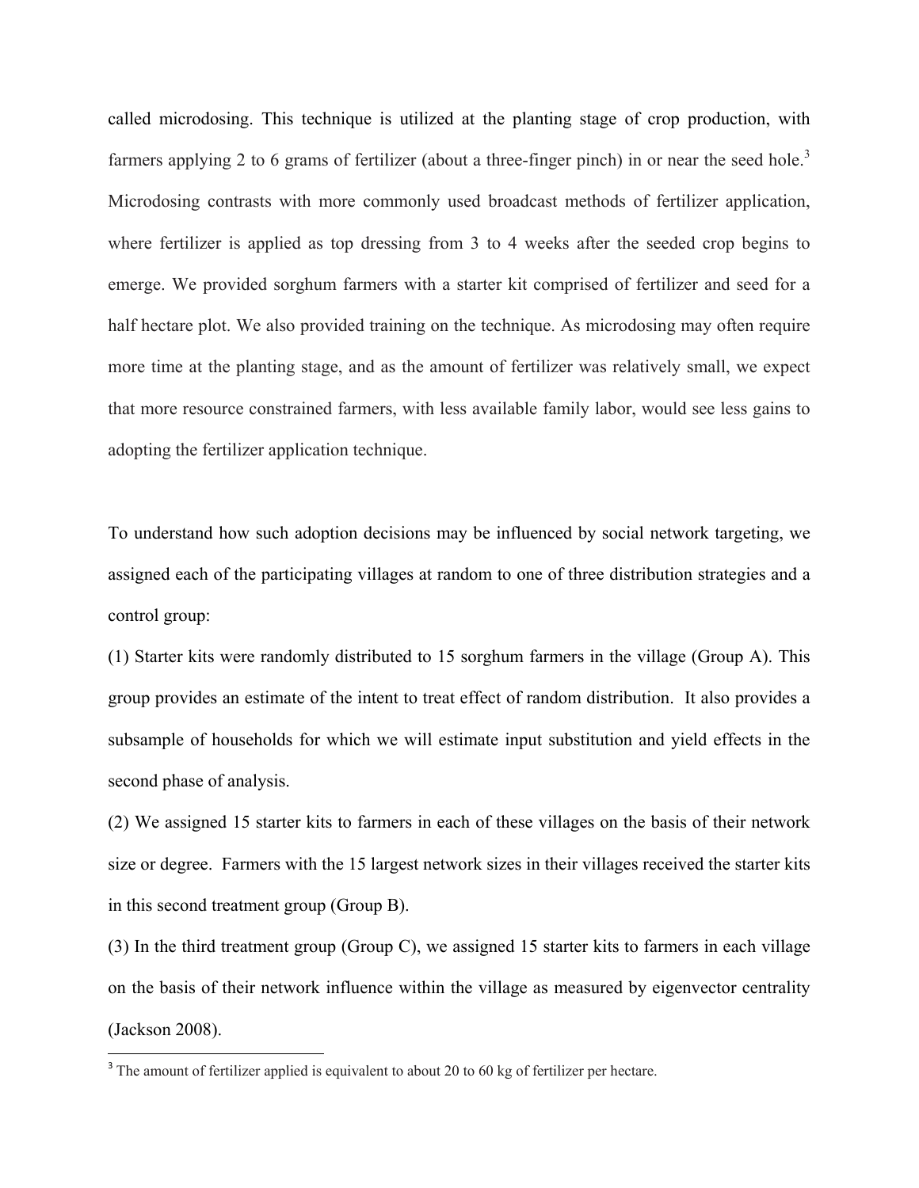called microdosing. This technique is utilized at the planting stage of crop production, with farmers applying 2 to 6 grams of fertilizer (about a three-finger pinch) in or near the seed hole.[3] Microdosing contrasts with more commonly used broadcast methods of fertilizer application, where fertilizer is applied as top dressing from 3 to 4 weeks after the seeded crop begins to emerge. We provided sorghum farmers with a starter kit comprised of fertilizer and seed for a half hectare plot. We also provided training on the technique. As microdosing may often require more time at the planting stage, and as the amount of fertilizer was relatively small, we expect that more resource constrained farmers, with less available family labor, would see less gains to adopting the fertilizer application technique.

To understand how such adoption decisions may be influenced by social network targeting, we assigned each of the participating villages at random to one of three distribution strategies and a control group:

(1) Starter kits were randomly distributed to 15 sorghum farmers in the village (Group A). This group provides an estimate of the intent to treat effect of random distribution. It also provides a subsample of households for which we will estimate input substitution and yield effects in the second phase of analysis.

(2) We assigned 15 starter kits to farmers in each of these villages on the basis of their network size or degree. Farmers with the 15 largest network sizes in their villages received the starter kits in this second treatment group (Group B).

(3) In the third treatment group (Group C), we assigned 15 starter kits to farmers in each village on the basis of their network influence within the village as measured by eigenvector centrality (Jackson 2008).

[3] The amount of fertilizer applied is equivalent to about 20 to 60 kg of fertilizer per hectare.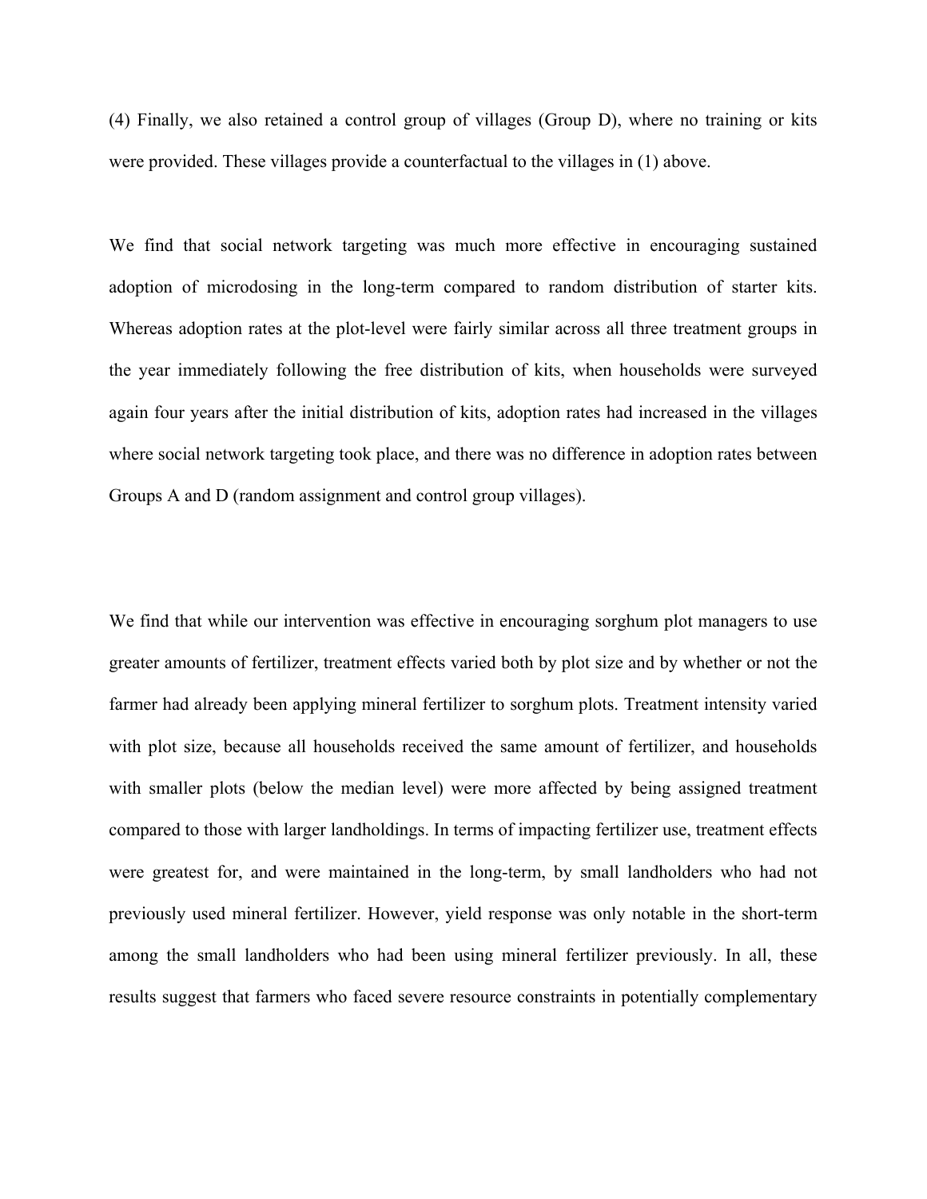(4) Finally, we also retained a control group of villages (Group D), where no training or kits were provided. These villages provide a counterfactual to the villages in (1) above.

We find that social network targeting was much more effective in encouraging sustained adoption of microdosing in the long-term compared to random distribution of starter kits. Whereas adoption rates at the plot-level were fairly similar across all three treatment groups in the year immediately following the free distribution of kits, when households were surveyed again four years after the initial distribution of kits, adoption rates had increased in the villages where social network targeting took place, and there was no difference in adoption rates between Groups A and D (random assignment and control group villages).

We find that while our intervention was effective in encouraging sorghum plot managers to use greater amounts of fertilizer, treatment effects varied both by plot size and by whether or not the farmer had already been applying mineral fertilizer to sorghum plots. Treatment intensity varied with plot size, because all households received the same amount of fertilizer, and households with smaller plots (below the median level) were more affected by being assigned treatment compared to those with larger landholdings. In terms of impacting fertilizer use, treatment effects were greatest for, and were maintained in the long-term, by small landholders who had not previously used mineral fertilizer. However, yield response was only notable in the short-term among the small landholders who had been using mineral fertilizer previously. In all, these results suggest that farmers who faced severe resource constraints in potentially complementary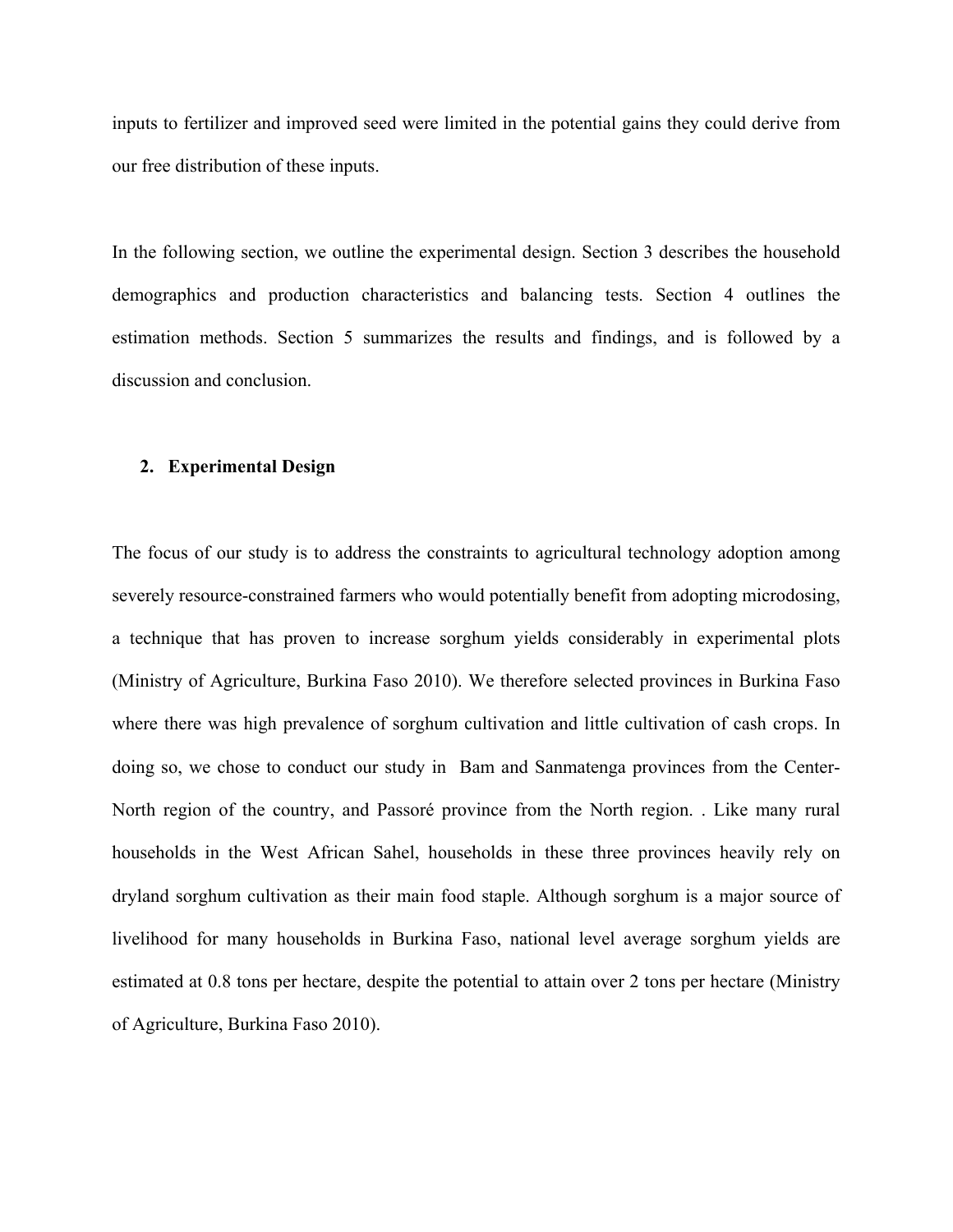inputs to fertilizer and improved seed were limited in the potential gains they could derive from our free distribution of these inputs.

In the following section, we outline the experimental design. Section 3 describes the household demographics and production characteristics and balancing tests. Section 4 outlines the estimation methods. Section 5 summarizes the results and findings, and is followed by a discussion and conclusion.

## 2. Experimental Design

The focus of our study is to address the constraints to agricultural technology adoption among severely resource-constrained farmers who would potentially benefit from adopting microdosing, a technique that has proven to increase sorghum yields considerably in experimental plots (Ministry of Agriculture, Burkina Faso 2010). We therefore selected provinces in Burkina Faso where there was high prevalence of sorghum cultivation and little cultivation of cash crops. In doing so, we chose to conduct our study in Bam and Sanmatenga provinces from the Center-North region of the country, and Passoré province from the North region. . Like many rural households in the West African Sahel, households in these three provinces heavily rely on dryland sorghum cultivation as their main food staple. Although sorghum is a major source of livelihood for many households in Burkina Faso, national level average sorghum yields are estimated at 0.8 tons per hectare, despite the potential to attain over 2 tons per hectare (Ministry of Agriculture, Burkina Faso 2010).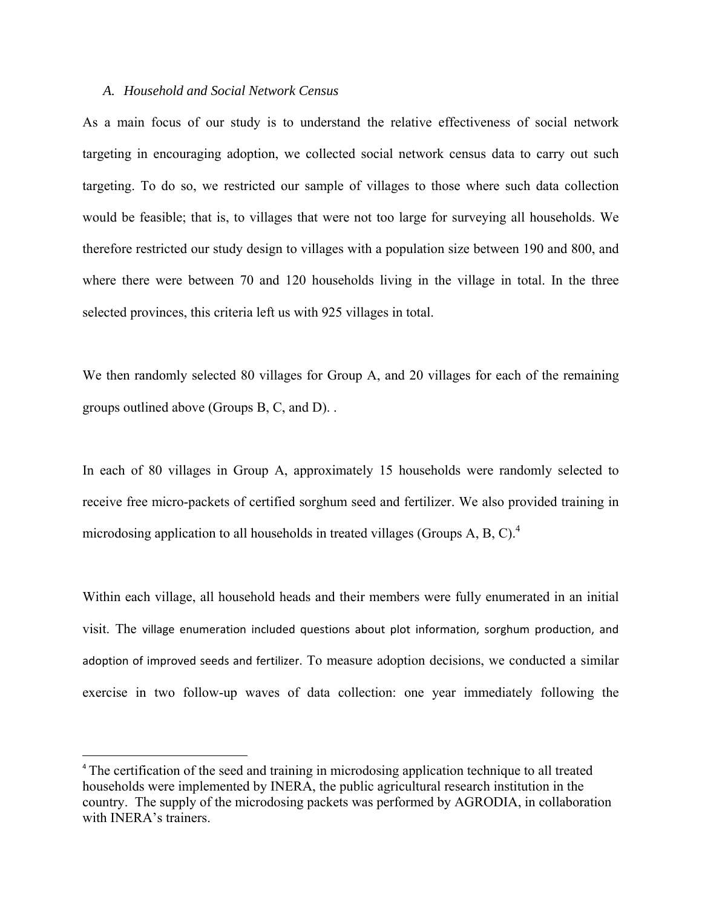### *A. Household and Social Network Census*

As a main focus of our study is to understand the relative effectiveness of social network targeting in encouraging adoption, we collected social network census data to carry out such targeting. To do so, we restricted our sample of villages to those where such data collection would be feasible; that is, to villages that were not too large for surveying all households. We therefore restricted our study design to villages with a population size between 190 and 800, and where there were between 70 and 120 households living in the village in total. In the three selected provinces, this criteria left us with 925 villages in total.

We then randomly selected 80 villages for Group A, and 20 villages for each of the remaining groups outlined above (Groups B, C, and D). .

In each of 80 villages in Group A, approximately 15 households were randomly selected to receive free micro-packets of certified sorghum seed and fertilizer. We also provided training in microdosing application to all households in treated villages (Groups A, B, C).[4]

Within each village, all household heads and their members were fully enumerated in an initial visit. The village enumeration included questions about plot information, sorghum production, and adoption of improved seeds and fertilizer. To measure adoption decisions, we conducted a similar exercise in two follow-up waves of data collection: one year immediately following the

---

[4] The certification of the seed and training in microdosing application technique to all treated households were implemented by INERA, the public agricultural research institution in the country. The supply of the microdosing packets was performed by AGRODIA, in collaboration with INERA's trainers.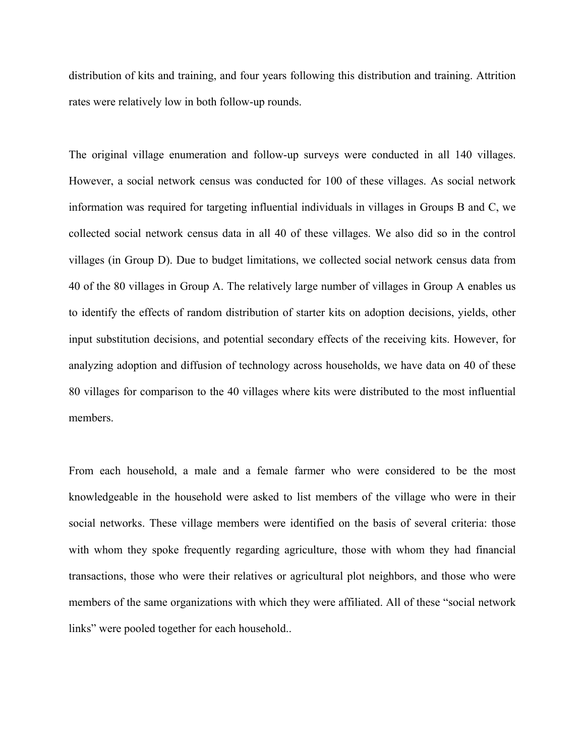distribution of kits and training, and four years following this distribution and training. Attrition rates were relatively low in both follow-up rounds.

The original village enumeration and follow-up surveys were conducted in all 140 villages. However, a social network census was conducted for 100 of these villages. As social network information was required for targeting influential individuals in villages in Groups B and C, we collected social network census data in all 40 of these villages. We also did so in the control villages (in Group D). Due to budget limitations, we collected social network census data from 40 of the 80 villages in Group A. The relatively large number of villages in Group A enables us to identify the effects of random distribution of starter kits on adoption decisions, yields, other input substitution decisions, and potential secondary effects of the receiving kits. However, for analyzing adoption and diffusion of technology across households, we have data on 40 of these 80 villages for comparison to the 40 villages where kits were distributed to the most influential members.

From each household, a male and a female farmer who were considered to be the most knowledgeable in the household were asked to list members of the village who were in their social networks. These village members were identified on the basis of several criteria: those with whom they spoke frequently regarding agriculture, those with whom they had financial transactions, those who were their relatives or agricultural plot neighbors, and those who were members of the same organizations with which they were affiliated. All of these "social network links" were pooled together for each household..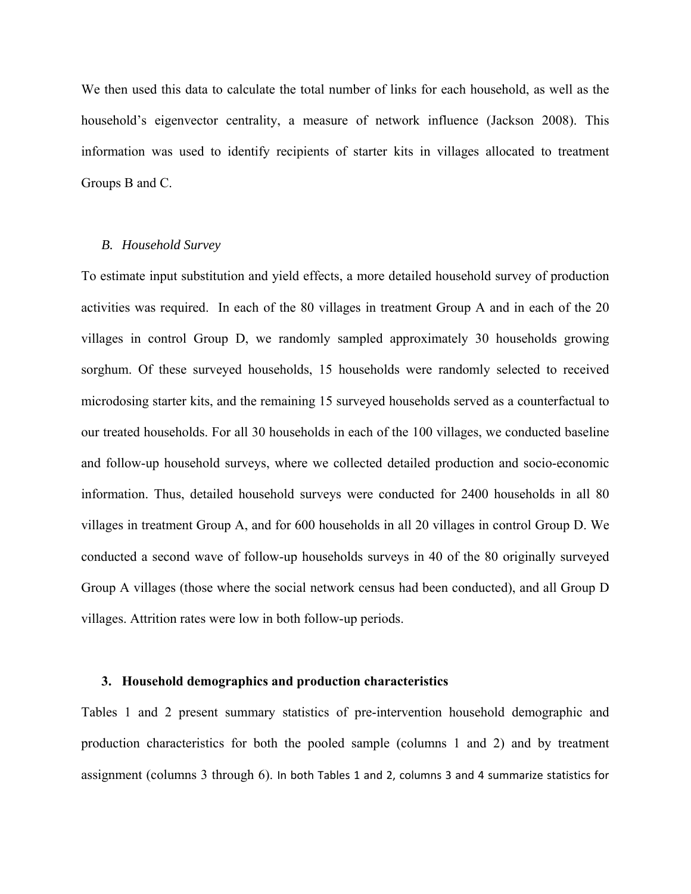We then used this data to calculate the total number of links for each household, as well as the household's eigenvector centrality, a measure of network influence (Jackson 2008). This information was used to identify recipients of starter kits in villages allocated to treatment Groups B and C.

### *B. Household Survey*

To estimate input substitution and yield effects, a more detailed household survey of production activities was required. In each of the 80 villages in treatment Group A and in each of the 20 villages in control Group D, we randomly sampled approximately 30 households growing sorghum. Of these surveyed households, 15 households were randomly selected to received microdosing starter kits, and the remaining 15 surveyed households served as a counterfactual to our treated households. For all 30 households in each of the 100 villages, we conducted baseline and follow-up household surveys, where we collected detailed production and socio-economic information. Thus, detailed household surveys were conducted for 2400 households in all 80 villages in treatment Group A, and for 600 households in all 20 villages in control Group D. We conducted a second wave of follow-up households surveys in 40 of the 80 originally surveyed Group A villages (those where the social network census had been conducted), and all Group D villages. Attrition rates were low in both follow-up periods.

## 3. Household demographics and production characteristics

Tables 1 and 2 present summary statistics of pre-intervention household demographic and production characteristics for both the pooled sample (columns 1 and 2) and by treatment assignment (columns 3 through 6). In both Tables 1 and 2, columns 3 and 4 summarize statistics for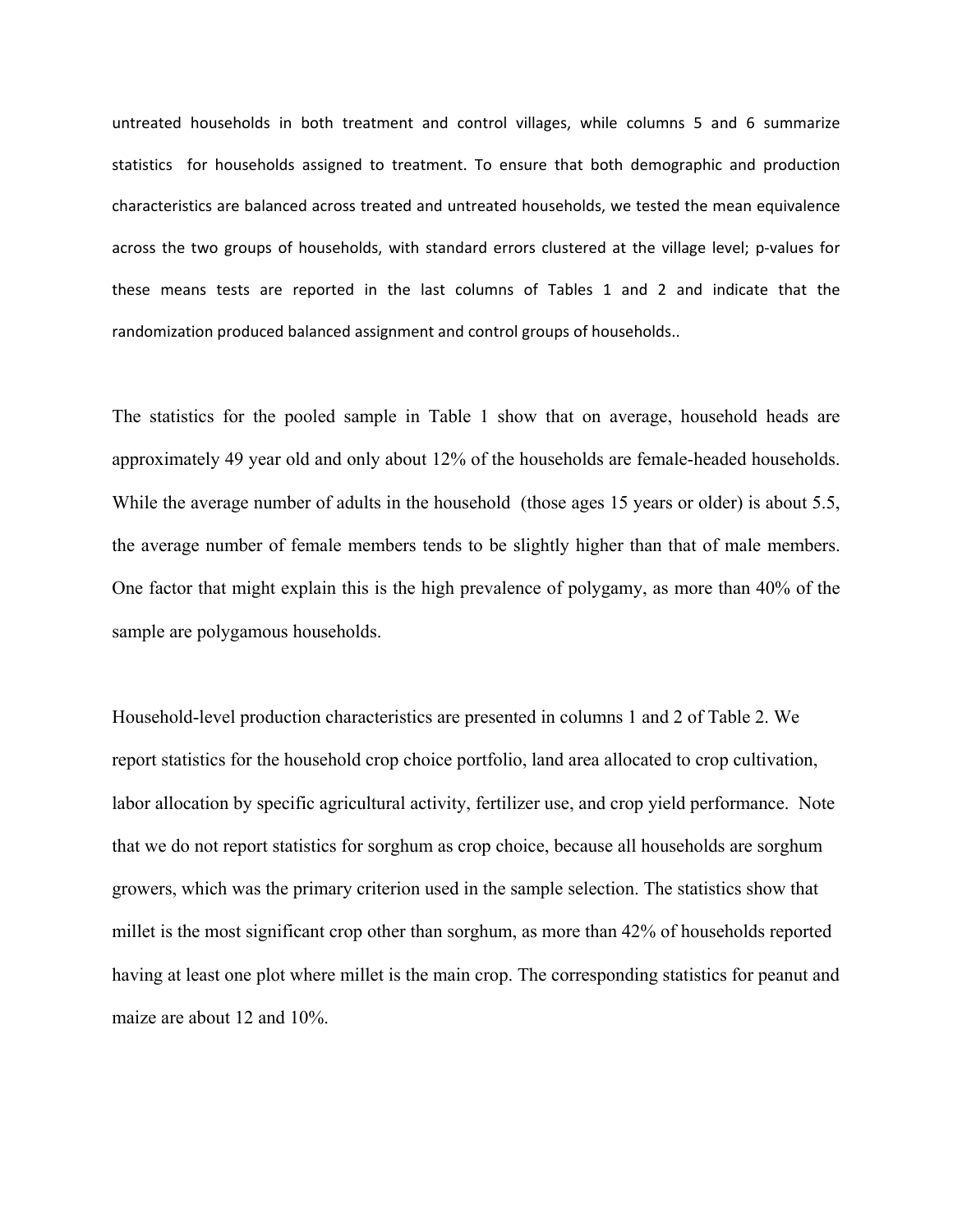untreated households in both treatment and control villages, while columns 5 and 6 summarize statistics for households assigned to treatment. To ensure that both demographic and production characteristics are balanced across treated and untreated households, we tested the mean equivalence across the two groups of households, with standard errors clustered at the village level; p-values for these means tests are reported in the last columns of Tables 1 and 2 and indicate that the randomization produced balanced assignment and control groups of households..

The statistics for the pooled sample in Table 1 show that on average, household heads are approximately 49 year old and only about 12% of the households are female-headed households. While the average number of adults in the household (those ages 15 years or older) is about 5.5, the average number of female members tends to be slightly higher than that of male members. One factor that might explain this is the high prevalence of polygamy, as more than 40% of the sample are polygamous households.

Household-level production characteristics are presented in columns 1 and 2 of Table 2. We report statistics for the household crop choice portfolio, land area allocated to crop cultivation, labor allocation by specific agricultural activity, fertilizer use, and crop yield performance. Note that we do not report statistics for sorghum as crop choice, because all households are sorghum growers, which was the primary criterion used in the sample selection. The statistics show that millet is the most significant crop other than sorghum, as more than 42% of households reported having at least one plot where millet is the main crop. The corresponding statistics for peanut and maize are about 12 and 10%.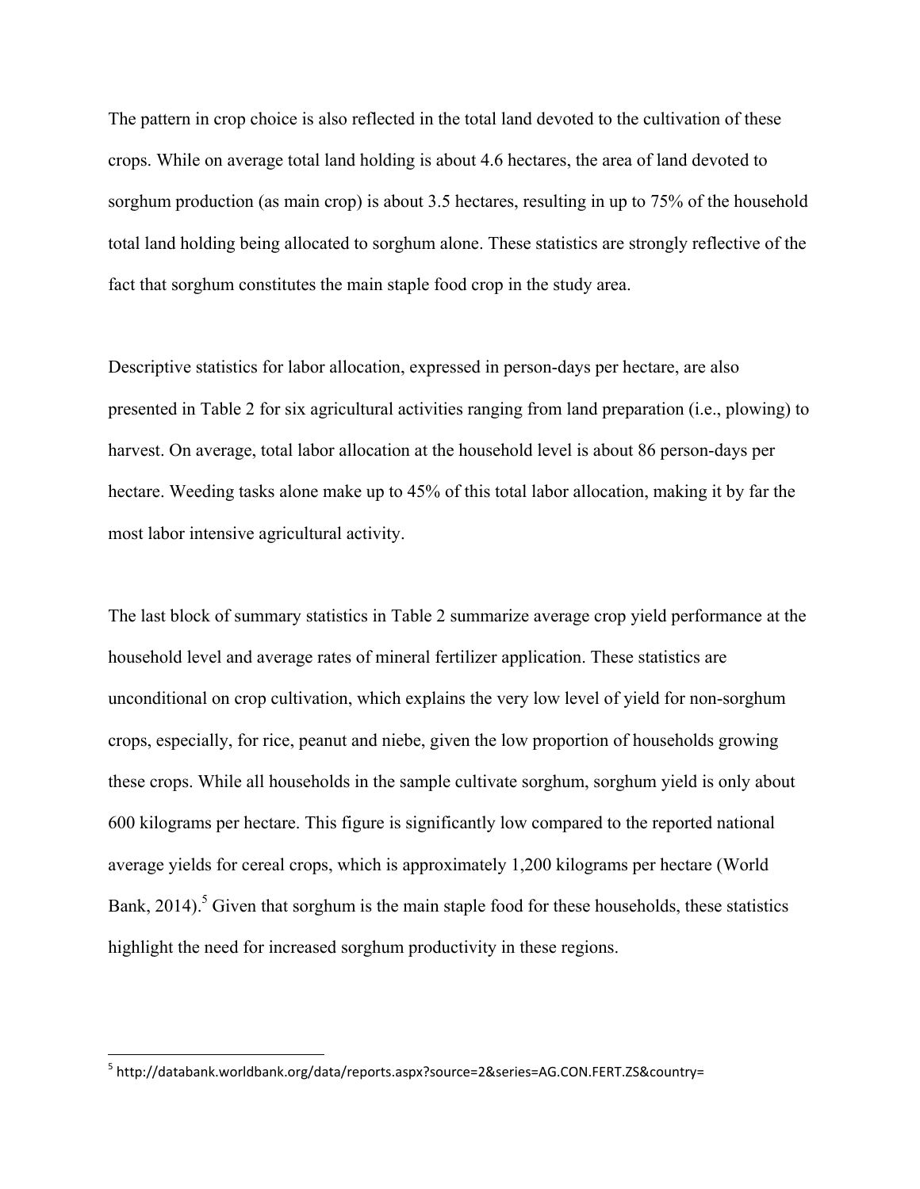The pattern in crop choice is also reflected in the total land devoted to the cultivation of these crops. While on average total land holding is about 4.6 hectares, the area of land devoted to sorghum production (as main crop) is about 3.5 hectares, resulting in up to 75% of the household total land holding being allocated to sorghum alone. These statistics are strongly reflective of the fact that sorghum constitutes the main staple food crop in the study area.

Descriptive statistics for labor allocation, expressed in person-days per hectare, are also presented in Table 2 for six agricultural activities ranging from land preparation (i.e., plowing) to harvest. On average, total labor allocation at the household level is about 86 person-days per hectare. Weeding tasks alone make up to 45% of this total labor allocation, making it by far the most labor intensive agricultural activity.

The last block of summary statistics in Table 2 summarize average crop yield performance at the household level and average rates of mineral fertilizer application. These statistics are unconditional on crop cultivation, which explains the very low level of yield for non-sorghum crops, especially, for rice, peanut and niebe, given the low proportion of households growing these crops. While all households in the sample cultivate sorghum, sorghum yield is only about 600 kilograms per hectare. This figure is significantly low compared to the reported national average yields for cereal crops, which is approximately 1,200 kilograms per hectare (World Bank, 2014).[5] Given that sorghum is the main staple food for these households, these statistics highlight the need for increased sorghum productivity in these regions.

---

[5] http://databank.worldbank.org/data/reports.aspx?source=2&series=AG.CON.FERT.ZS&country=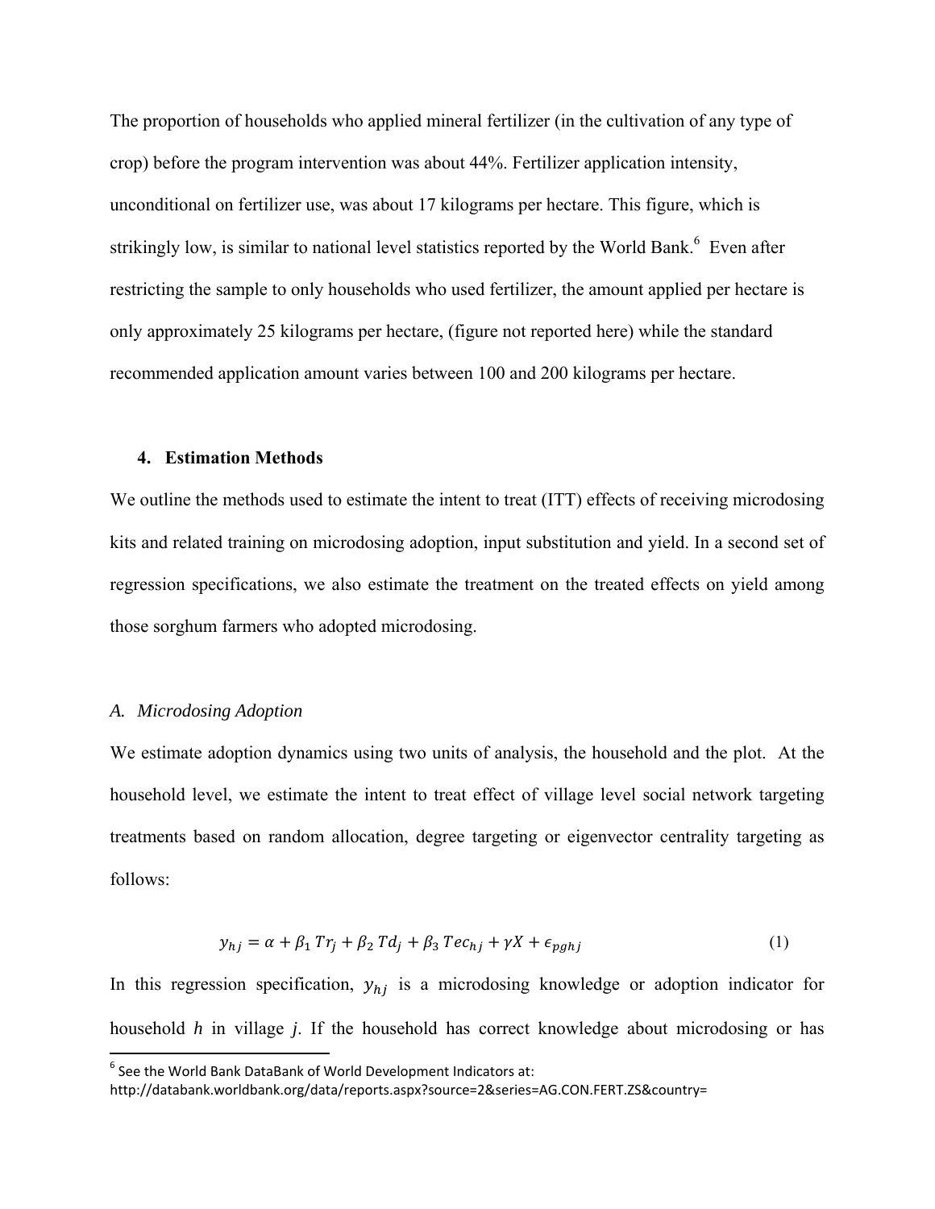The proportion of households who applied mineral fertilizer (in the cultivation of any type of crop) before the program intervention was about 44%. Fertilizer application intensity, unconditional on fertilizer use, was about 17 kilograms per hectare. This figure, which is strikingly low, is similar to national level statistics reported by the World Bank.[6] Even after restricting the sample to only households who used fertilizer, the amount applied per hectare is only approximately 25 kilograms per hectare, (figure not reported here) while the standard recommended application amount varies between 100 and 200 kilograms per hectare.

## 4. Estimation Methods

We outline the methods used to estimate the intent to treat (ITT) effects of receiving microdosing kits and related training on microdosing adoption, input substitution and yield. In a second set of regression specifications, we also estimate the treatment on the treated effects on yield among those sorghum farmers who adopted microdosing.

### *A. Microdosing Adoption*

We estimate adoption dynamics using two units of analysis, the household and the plot. At the household level, we estimate the intent to treat effect of village level social network targeting treatments based on random allocation, degree targeting or eigenvector centrality targeting as follows:

$$y_{hj} = \alpha + \beta_1\, Tr_j + \beta_2\, Td_j + \beta_3\, Tec_{hj} + \gamma X + \epsilon_{pghj} \tag{1}$$

In this regression specification, $y_{hj}$ is a microdosing knowledge or adoption indicator for household $h$ in village $j$. If the household has correct knowledge about microdosing or has

[6] See the World Bank DataBank of World Development Indicators at: http://databank.worldbank.org/data/reports.aspx?source=2&series=AG.CON.FERT.ZS&country=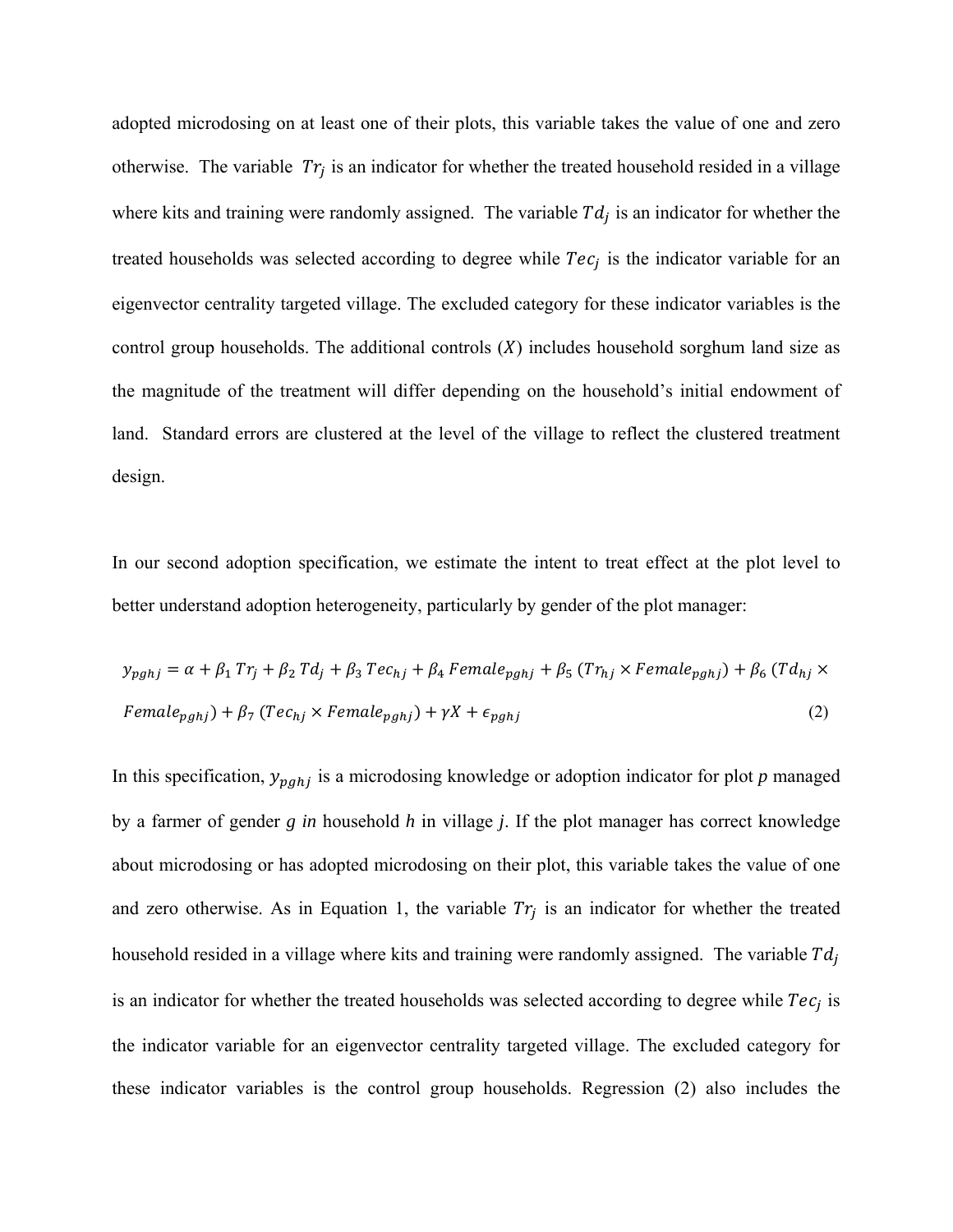adopted microdosing on at least one of their plots, this variable takes the value of one and zero otherwise. The variable $Tr_j$ is an indicator for whether the treated household resided in a village where kits and training were randomly assigned. The variable $Td_j$ is an indicator for whether the treated households was selected according to degree while $Tec_j$ is the indicator variable for an eigenvector centrality targeted village. The excluded category for these indicator variables is the control group households. The additional controls ($X$) includes household sorghum land size as the magnitude of the treatment will differ depending on the household's initial endowment of land. Standard errors are clustered at the level of the village to reflect the clustered treatment design.

In our second adoption specification, we estimate the intent to treat effect at the plot level to better understand adoption heterogeneity, particularly by gender of the plot manager:

$$y_{pghj} = \alpha + \beta_1 \, Tr_j + \beta_2 \, Td_j + \beta_3 \, Tec_{hj} + \beta_4 \, Female_{pghj} + \beta_5 \, (Tr_{hj} \times Female_{pghj}) + \beta_6 \, (Td_{hj} \times Female_{pghj}) + \beta_7 \, (Tec_{hj} \times Female_{pghj}) + \gamma X + \epsilon_{pghj} \quad (2)$$

In this specification, $y_{pghj}$ is a microdosing knowledge or adoption indicator for plot $p$ managed by a farmer of gender $g$ *in* household $h$ in village $j$. If the plot manager has correct knowledge about microdosing or has adopted microdosing on their plot, this variable takes the value of one and zero otherwise. As in Equation 1, the variable $Tr_j$ is an indicator for whether the treated household resided in a village where kits and training were randomly assigned. The variable $Td_j$ is an indicator for whether the treated households was selected according to degree while $Tec_j$ is the indicator variable for an eigenvector centrality targeted village. The excluded category for these indicator variables is the control group households. Regression (2) also includes the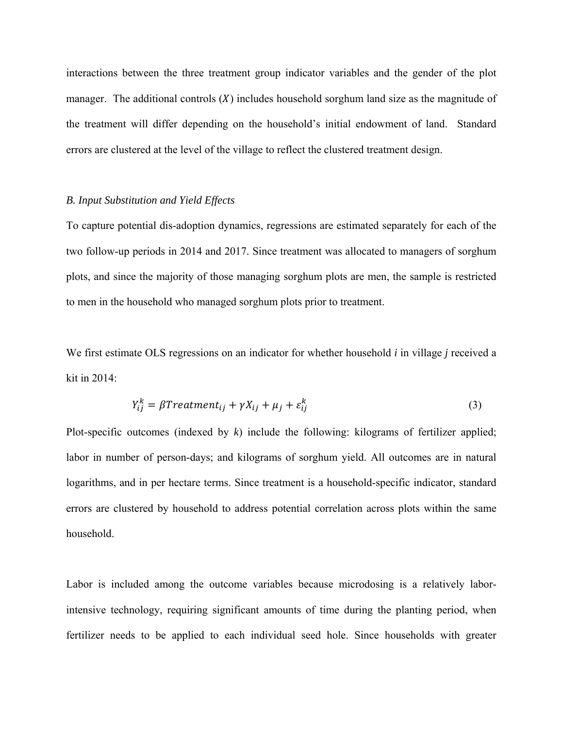interactions between the three treatment group indicator variables and the gender of the plot manager. The additional controls ($X$) includes household sorghum land size as the magnitude of the treatment will differ depending on the household's initial endowment of land. Standard errors are clustered at the level of the village to reflect the clustered treatment design.

### *B. Input Substitution and Yield Effects*

To capture potential dis-adoption dynamics, regressions are estimated separately for each of the two follow-up periods in 2014 and 2017. Since treatment was allocated to managers of sorghum plots, and since the majority of those managing sorghum plots are men, the sample is restricted to men in the household who managed sorghum plots prior to treatment.

We first estimate OLS regressions on an indicator for whether household *i* in village *j* received a kit in 2014:

$$Y_{ij}^{k} = \beta Treatment_{ij} + \gamma X_{ij} + \mu_j + \varepsilon_{ij}^{k} \tag{3}$$

Plot-specific outcomes (indexed by *k*) include the following: kilograms of fertilizer applied; labor in number of person-days; and kilograms of sorghum yield. All outcomes are in natural logarithms, and in per hectare terms. Since treatment is a household-specific indicator, standard errors are clustered by household to address potential correlation across plots within the same household.

Labor is included among the outcome variables because microdosing is a relatively labor-intensive technology, requiring significant amounts of time during the planting period, when fertilizer needs to be applied to each individual seed hole. Since households with greater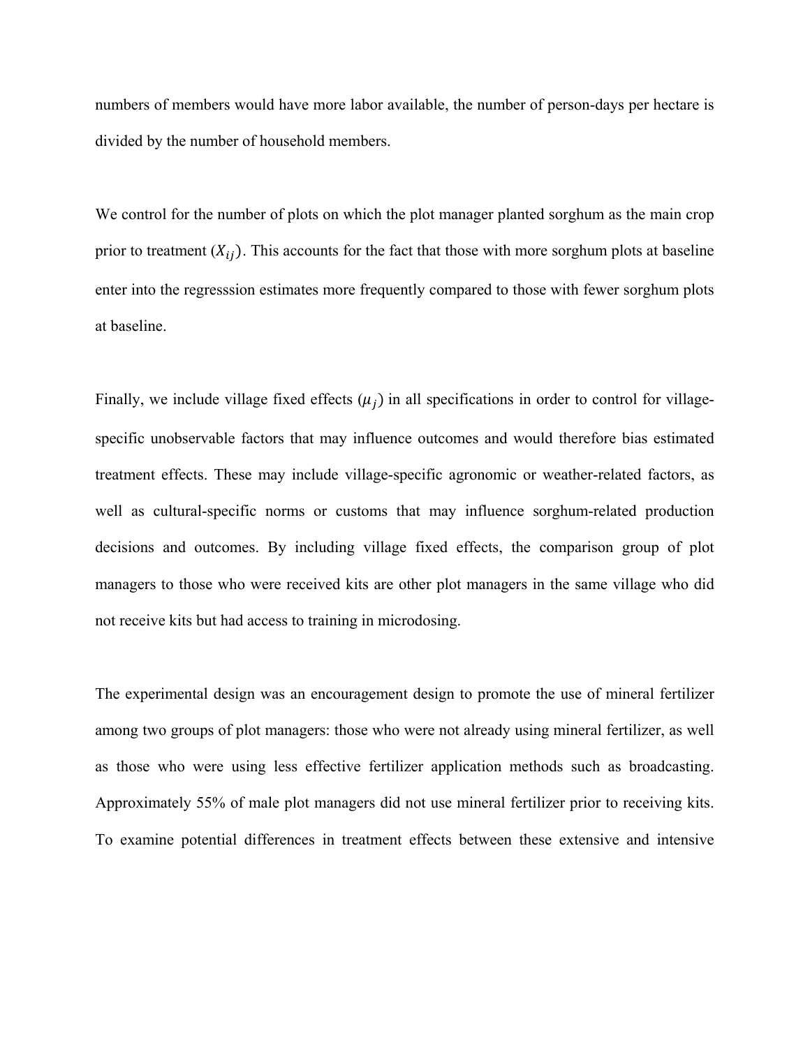numbers of members would have more labor available, the number of person-days per hectare is divided by the number of household members.

We control for the number of plots on which the plot manager planted sorghum as the main crop prior to treatment ($X_{ij}$). This accounts for the fact that those with more sorghum plots at baseline enter into the regresssion estimates more frequently compared to those with fewer sorghum plots at baseline.

Finally, we include village fixed effects ($\mu_j$) in all specifications in order to control for village-specific unobservable factors that may influence outcomes and would therefore bias estimated treatment effects. These may include village-specific agronomic or weather-related factors, as well as cultural-specific norms or customs that may influence sorghum-related production decisions and outcomes. By including village fixed effects, the comparison group of plot managers to those who were received kits are other plot managers in the same village who did not receive kits but had access to training in microdosing.

The experimental design was an encouragement design to promote the use of mineral fertilizer among two groups of plot managers: those who were not already using mineral fertilizer, as well as those who were using less effective fertilizer application methods such as broadcasting. Approximately 55% of male plot managers did not use mineral fertilizer prior to receiving kits. To examine potential differences in treatment effects between these extensive and intensive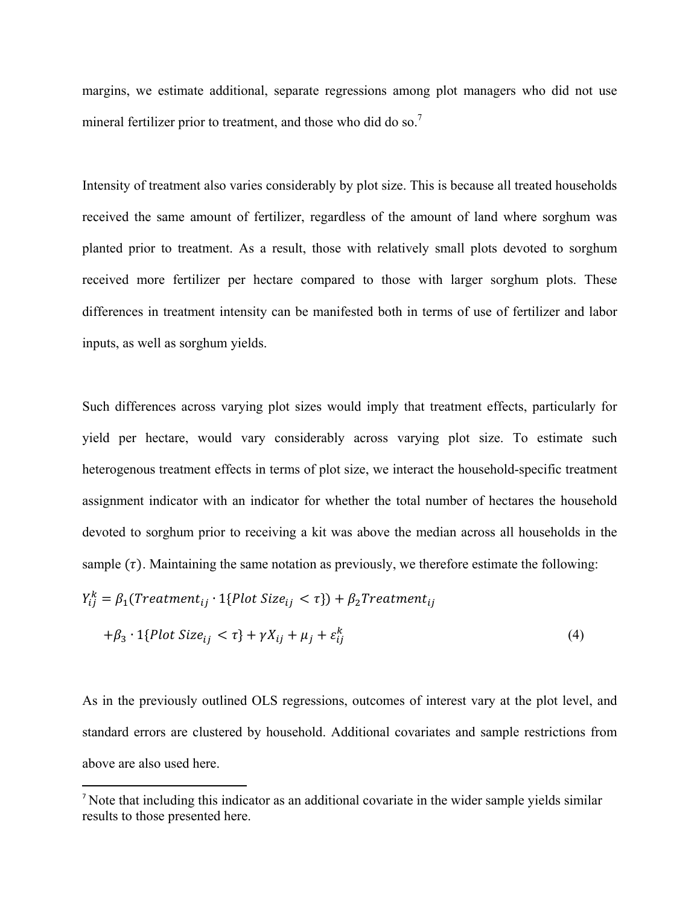margins, we estimate additional, separate regressions among plot managers who did not use mineral fertilizer prior to treatment, and those who did do so.[7]

Intensity of treatment also varies considerably by plot size. This is because all treated households received the same amount of fertilizer, regardless of the amount of land where sorghum was planted prior to treatment. As a result, those with relatively small plots devoted to sorghum received more fertilizer per hectare compared to those with larger sorghum plots. These differences in treatment intensity can be manifested both in terms of use of fertilizer and labor inputs, as well as sorghum yields.

Such differences across varying plot sizes would imply that treatment effects, particularly for yield per hectare, would vary considerably across varying plot size. To estimate such heterogenous treatment effects in terms of plot size, we interact the household-specific treatment assignment indicator with an indicator for whether the total number of hectares the household devoted to sorghum prior to receiving a kit was above the median across all households in the sample ($\tau$). Maintaining the same notation as previously, we therefore estimate the following:

$$Y_{ij}^{k} = \beta_1 (Treatment_{ij} \cdot 1\{Plot\ Size_{ij} < \tau\}) + \beta_2 Treatment_{ij}$$
$$+ \beta_3 \cdot 1\{Plot\ Size_{ij} < \tau\} + \gamma X_{ij} + \mu_j + \varepsilon_{ij}^{k} \qquad (4)$$

As in the previously outlined OLS regressions, outcomes of interest vary at the plot level, and standard errors are clustered by household. Additional covariates and sample restrictions from above are also used here.

[7] Note that including this indicator as an additional covariate in the wider sample yields similar results to those presented here.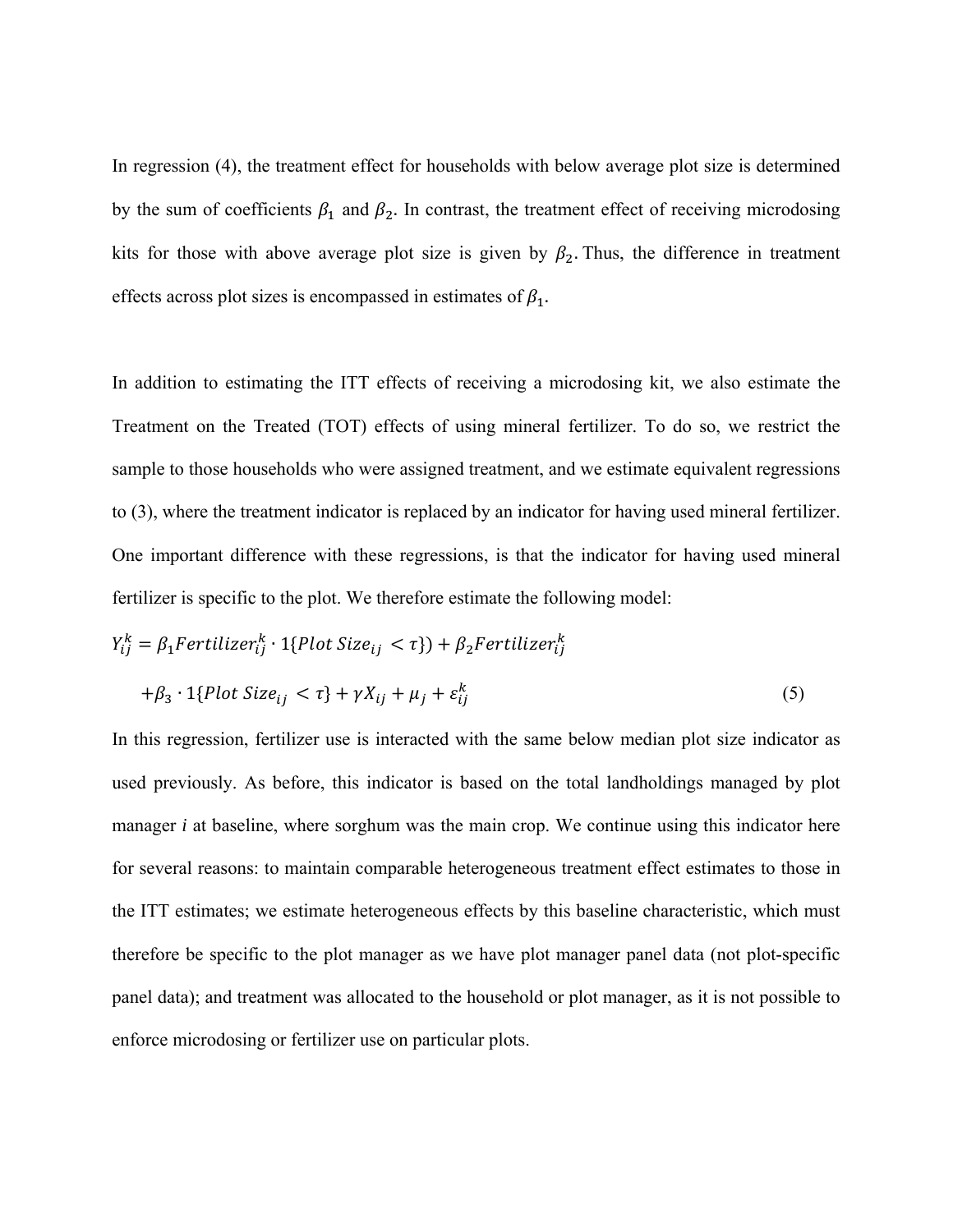In regression (4), the treatment effect for households with below average plot size is determined by the sum of coefficients $\beta_1$ and $\beta_2$. In contrast, the treatment effect of receiving microdosing kits for those with above average plot size is given by $\beta_2$. Thus, the difference in treatment effects across plot sizes is encompassed in estimates of $\beta_1$.

In addition to estimating the ITT effects of receiving a microdosing kit, we also estimate the Treatment on the Treated (TOT) effects of using mineral fertilizer. To do so, we restrict the sample to those households who were assigned treatment, and we estimate equivalent regressions to (3), where the treatment indicator is replaced by an indicator for having used mineral fertilizer. One important difference with these regressions, is that the indicator for having used mineral fertilizer is specific to the plot. We therefore estimate the following model:

$$Y_{ij}^{k} = \beta_1 Fertilizer_{ij}^{k} \cdot 1\{Plot\ Size_{ij} < \tau\}) + \beta_2 Fertilizer_{ij}^{k}$$
$$+ \beta_3 \cdot 1\{Plot\ Size_{ij} < \tau\} + \gamma X_{ij} + \mu_j + \varepsilon_{ij}^{k} \qquad (5)$$

In this regression, fertilizer use is interacted with the same below median plot size indicator as used previously. As before, this indicator is based on the total landholdings managed by plot manager *i* at baseline, where sorghum was the main crop. We continue using this indicator here for several reasons: to maintain comparable heterogeneous treatment effect estimates to those in the ITT estimates; we estimate heterogeneous effects by this baseline characteristic, which must therefore be specific to the plot manager as we have plot manager panel data (not plot-specific panel data); and treatment was allocated to the household or plot manager, as it is not possible to enforce microdosing or fertilizer use on particular plots.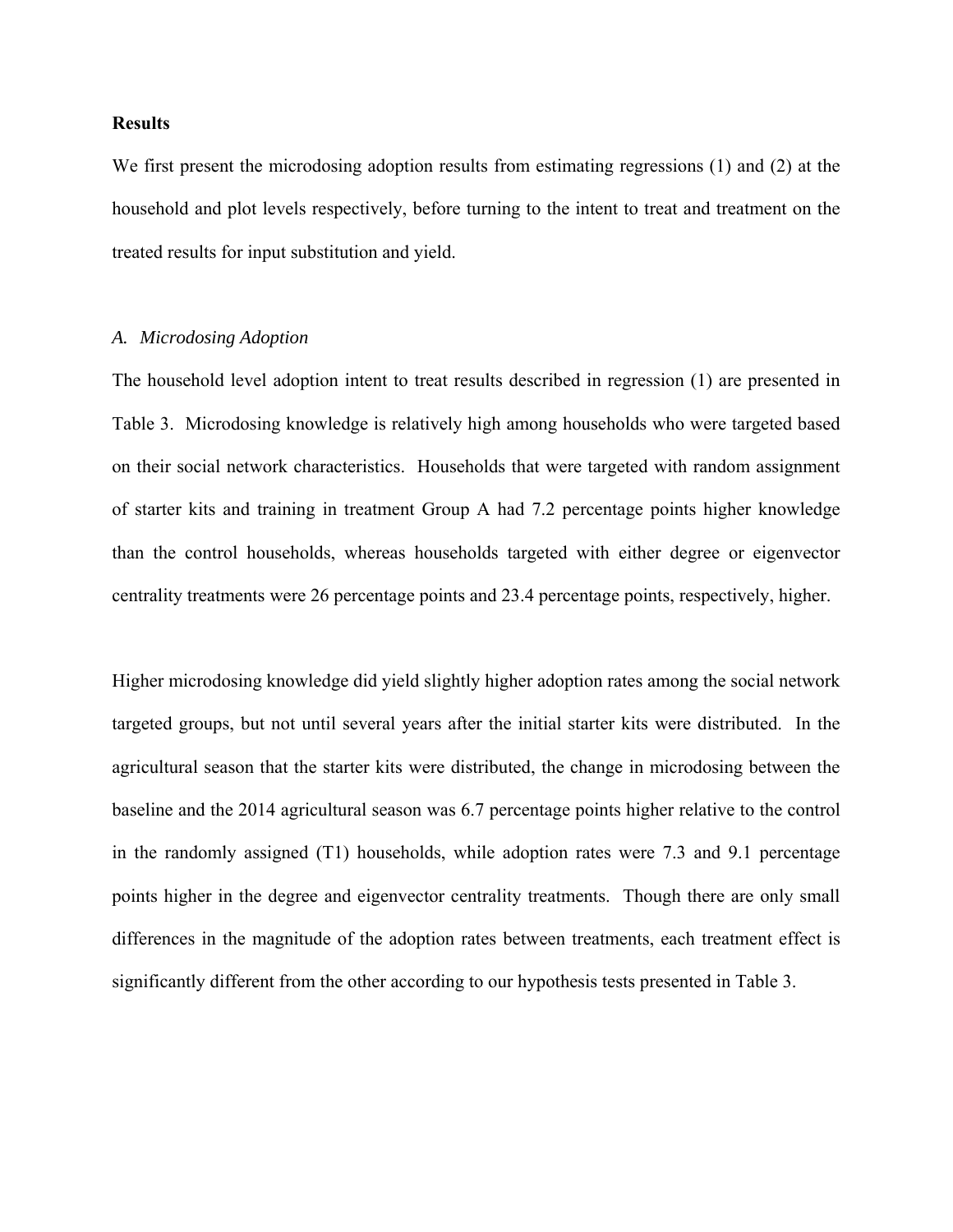**Results**

We first present the microdosing adoption results from estimating regressions (1) and (2) at the household and plot levels respectively, before turning to the intent to treat and treatment on the treated results for input substitution and yield.

*A. Microdosing Adoption*

The household level adoption intent to treat results described in regression (1) are presented in Table 3. Microdosing knowledge is relatively high among households who were targeted based on their social network characteristics. Households that were targeted with random assignment of starter kits and training in treatment Group A had 7.2 percentage points higher knowledge than the control households, whereas households targeted with either degree or eigenvector centrality treatments were 26 percentage points and 23.4 percentage points, respectively, higher.

Higher microdosing knowledge did yield slightly higher adoption rates among the social network targeted groups, but not until several years after the initial starter kits were distributed. In the agricultural season that the starter kits were distributed, the change in microdosing between the baseline and the 2014 agricultural season was 6.7 percentage points higher relative to the control in the randomly assigned (T1) households, while adoption rates were 7.3 and 9.1 percentage points higher in the degree and eigenvector centrality treatments. Though there are only small differences in the magnitude of the adoption rates between treatments, each treatment effect is significantly different from the other according to our hypothesis tests presented in Table 3.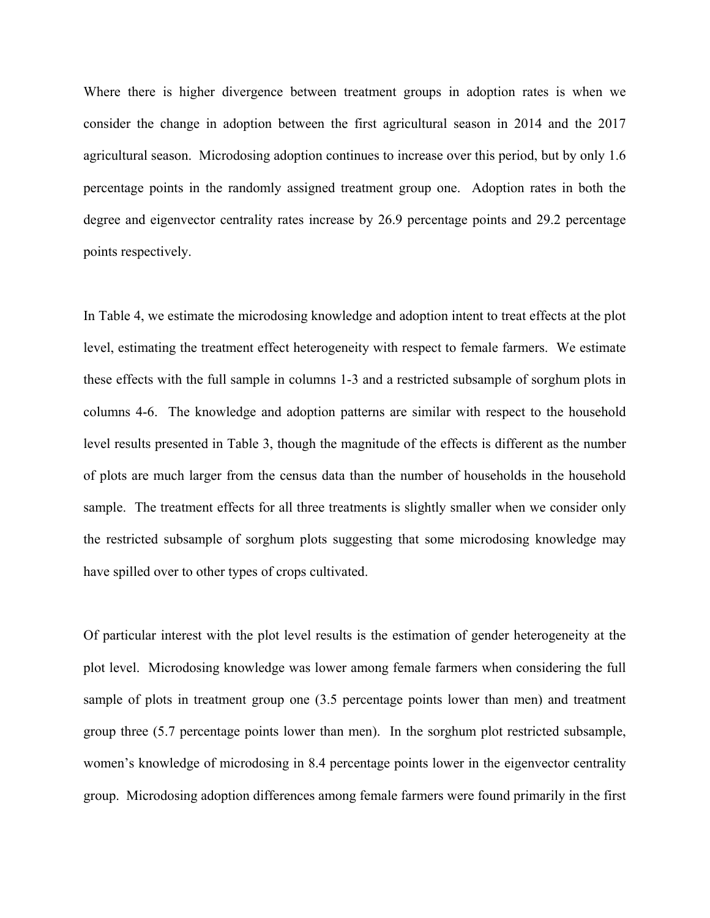Where there is higher divergence between treatment groups in adoption rates is when we consider the change in adoption between the first agricultural season in 2014 and the 2017 agricultural season. Microdosing adoption continues to increase over this period, but by only 1.6 percentage points in the randomly assigned treatment group one. Adoption rates in both the degree and eigenvector centrality rates increase by 26.9 percentage points and 29.2 percentage points respectively.

In Table 4, we estimate the microdosing knowledge and adoption intent to treat effects at the plot level, estimating the treatment effect heterogeneity with respect to female farmers. We estimate these effects with the full sample in columns 1-3 and a restricted subsample of sorghum plots in columns 4-6. The knowledge and adoption patterns are similar with respect to the household level results presented in Table 3, though the magnitude of the effects is different as the number of plots are much larger from the census data than the number of households in the household sample. The treatment effects for all three treatments is slightly smaller when we consider only the restricted subsample of sorghum plots suggesting that some microdosing knowledge may have spilled over to other types of crops cultivated.

Of particular interest with the plot level results is the estimation of gender heterogeneity at the plot level. Microdosing knowledge was lower among female farmers when considering the full sample of plots in treatment group one (3.5 percentage points lower than men) and treatment group three (5.7 percentage points lower than men). In the sorghum plot restricted subsample, women's knowledge of microdosing in 8.4 percentage points lower in the eigenvector centrality group. Microdosing adoption differences among female farmers were found primarily in the first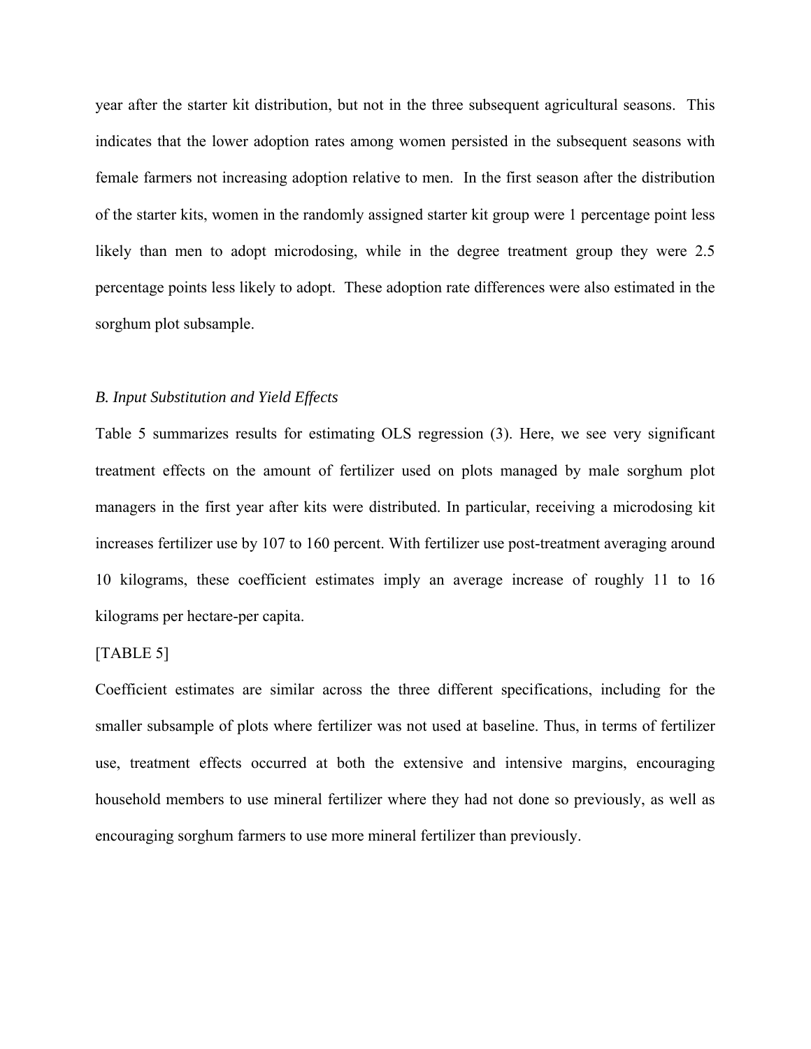year after the starter kit distribution, but not in the three subsequent agricultural seasons. This indicates that the lower adoption rates among women persisted in the subsequent seasons with female farmers not increasing adoption relative to men. In the first season after the distribution of the starter kits, women in the randomly assigned starter kit group were 1 percentage point less likely than men to adopt microdosing, while in the degree treatment group they were 2.5 percentage points less likely to adopt. These adoption rate differences were also estimated in the sorghum plot subsample.

### *B. Input Substitution and Yield Effects*

Table 5 summarizes results for estimating OLS regression (3). Here, we see very significant treatment effects on the amount of fertilizer used on plots managed by male sorghum plot managers in the first year after kits were distributed. In particular, receiving a microdosing kit increases fertilizer use by 107 to 160 percent. With fertilizer use post-treatment averaging around 10 kilograms, these coefficient estimates imply an average increase of roughly 11 to 16 kilograms per hectare-per capita.

[TABLE 5]

Coefficient estimates are similar across the three different specifications, including for the smaller subsample of plots where fertilizer was not used at baseline. Thus, in terms of fertilizer use, treatment effects occurred at both the extensive and intensive margins, encouraging household members to use mineral fertilizer where they had not done so previously, as well as encouraging sorghum farmers to use more mineral fertilizer than previously.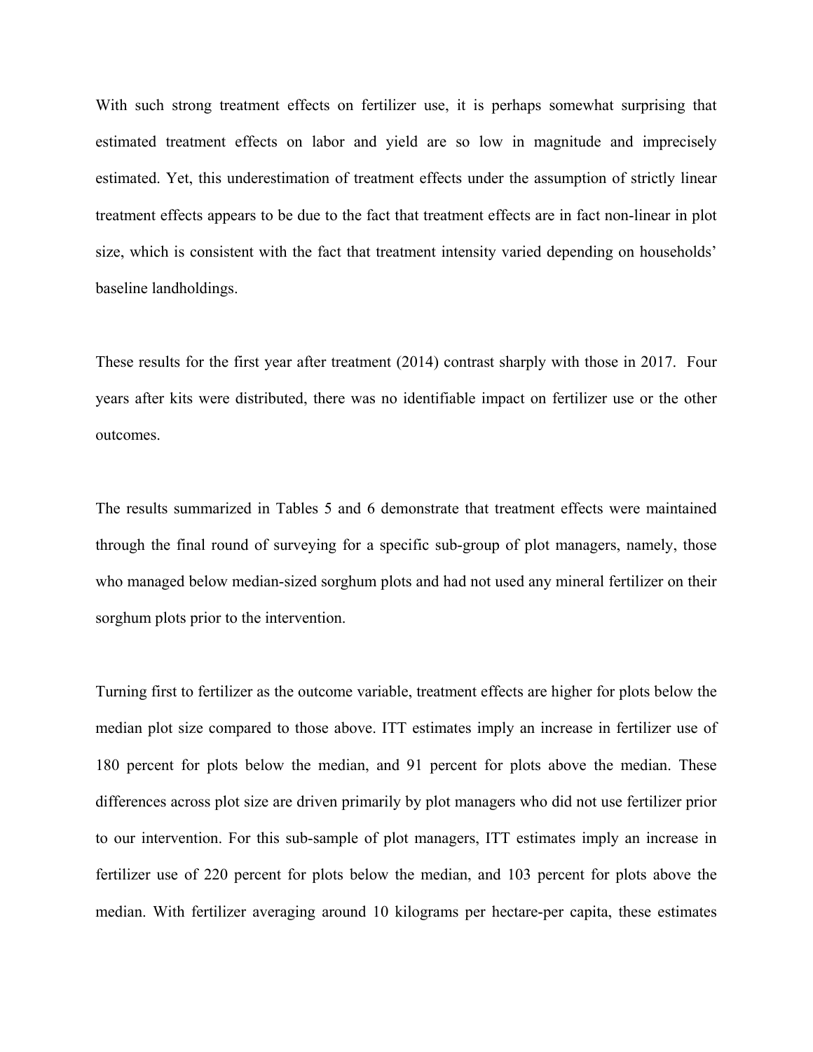With such strong treatment effects on fertilizer use, it is perhaps somewhat surprising that estimated treatment effects on labor and yield are so low in magnitude and imprecisely estimated. Yet, this underestimation of treatment effects under the assumption of strictly linear treatment effects appears to be due to the fact that treatment effects are in fact non-linear in plot size, which is consistent with the fact that treatment intensity varied depending on households' baseline landholdings.

These results for the first year after treatment (2014) contrast sharply with those in 2017. Four years after kits were distributed, there was no identifiable impact on fertilizer use or the other outcomes.

The results summarized in Tables 5 and 6 demonstrate that treatment effects were maintained through the final round of surveying for a specific sub-group of plot managers, namely, those who managed below median-sized sorghum plots and had not used any mineral fertilizer on their sorghum plots prior to the intervention.

Turning first to fertilizer as the outcome variable, treatment effects are higher for plots below the median plot size compared to those above. ITT estimates imply an increase in fertilizer use of 180 percent for plots below the median, and 91 percent for plots above the median. These differences across plot size are driven primarily by plot managers who did not use fertilizer prior to our intervention. For this sub-sample of plot managers, ITT estimates imply an increase in fertilizer use of 220 percent for plots below the median, and 103 percent for plots above the median. With fertilizer averaging around 10 kilograms per hectare-per capita, these estimates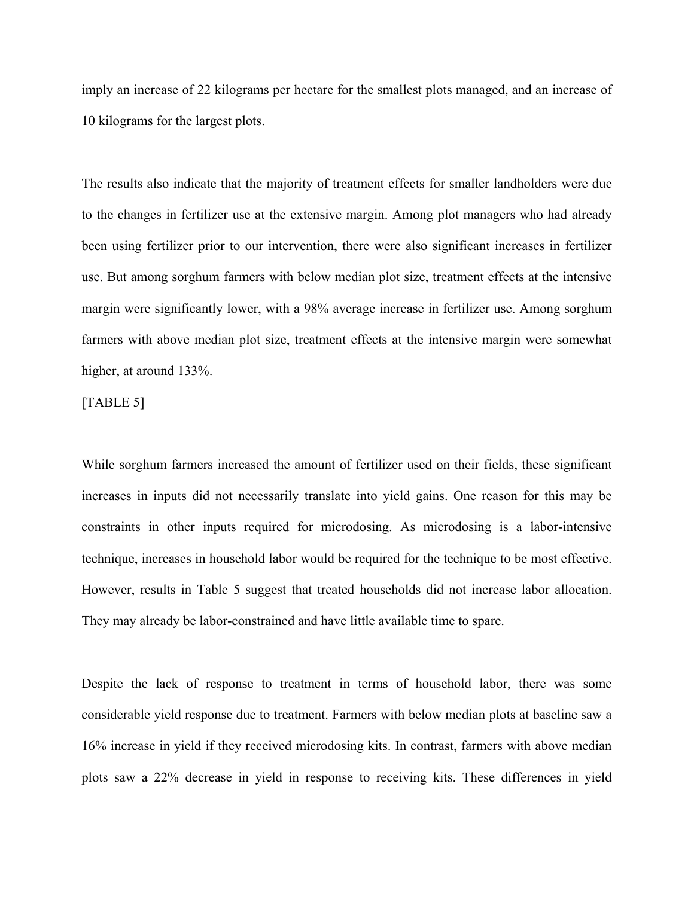imply an increase of 22 kilograms per hectare for the smallest plots managed, and an increase of 10 kilograms for the largest plots.

The results also indicate that the majority of treatment effects for smaller landholders were due to the changes in fertilizer use at the extensive margin. Among plot managers who had already been using fertilizer prior to our intervention, there were also significant increases in fertilizer use. But among sorghum farmers with below median plot size, treatment effects at the intensive margin were significantly lower, with a 98% average increase in fertilizer use. Among sorghum farmers with above median plot size, treatment effects at the intensive margin were somewhat higher, at around 133%.

[TABLE 5]

While sorghum farmers increased the amount of fertilizer used on their fields, these significant increases in inputs did not necessarily translate into yield gains. One reason for this may be constraints in other inputs required for microdosing. As microdosing is a labor-intensive technique, increases in household labor would be required for the technique to be most effective. However, results in Table 5 suggest that treated households did not increase labor allocation. They may already be labor-constrained and have little available time to spare.

Despite the lack of response to treatment in terms of household labor, there was some considerable yield response due to treatment. Farmers with below median plots at baseline saw a 16% increase in yield if they received microdosing kits. In contrast, farmers with above median plots saw a 22% decrease in yield in response to receiving kits. These differences in yield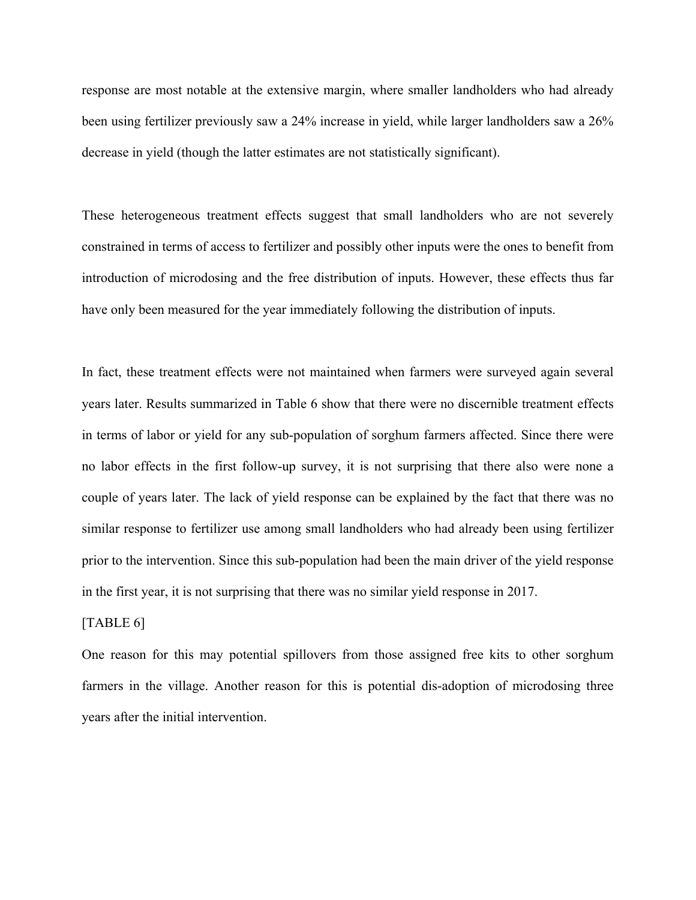response are most notable at the extensive margin, where smaller landholders who had already been using fertilizer previously saw a 24% increase in yield, while larger landholders saw a 26% decrease in yield (though the latter estimates are not statistically significant).

These heterogeneous treatment effects suggest that small landholders who are not severely constrained in terms of access to fertilizer and possibly other inputs were the ones to benefit from introduction of microdosing and the free distribution of inputs. However, these effects thus far have only been measured for the year immediately following the distribution of inputs.

In fact, these treatment effects were not maintained when farmers were surveyed again several years later. Results summarized in Table 6 show that there were no discernible treatment effects in terms of labor or yield for any sub-population of sorghum farmers affected. Since there were no labor effects in the first follow-up survey, it is not surprising that there also were none a couple of years later. The lack of yield response can be explained by the fact that there was no similar response to fertilizer use among small landholders who had already been using fertilizer prior to the intervention. Since this sub-population had been the main driver of the yield response in the first year, it is not surprising that there was no similar yield response in 2017.

[TABLE 6]

One reason for this may potential spillovers from those assigned free kits to other sorghum farmers in the village. Another reason for this is potential dis-adoption of microdosing three years after the initial intervention.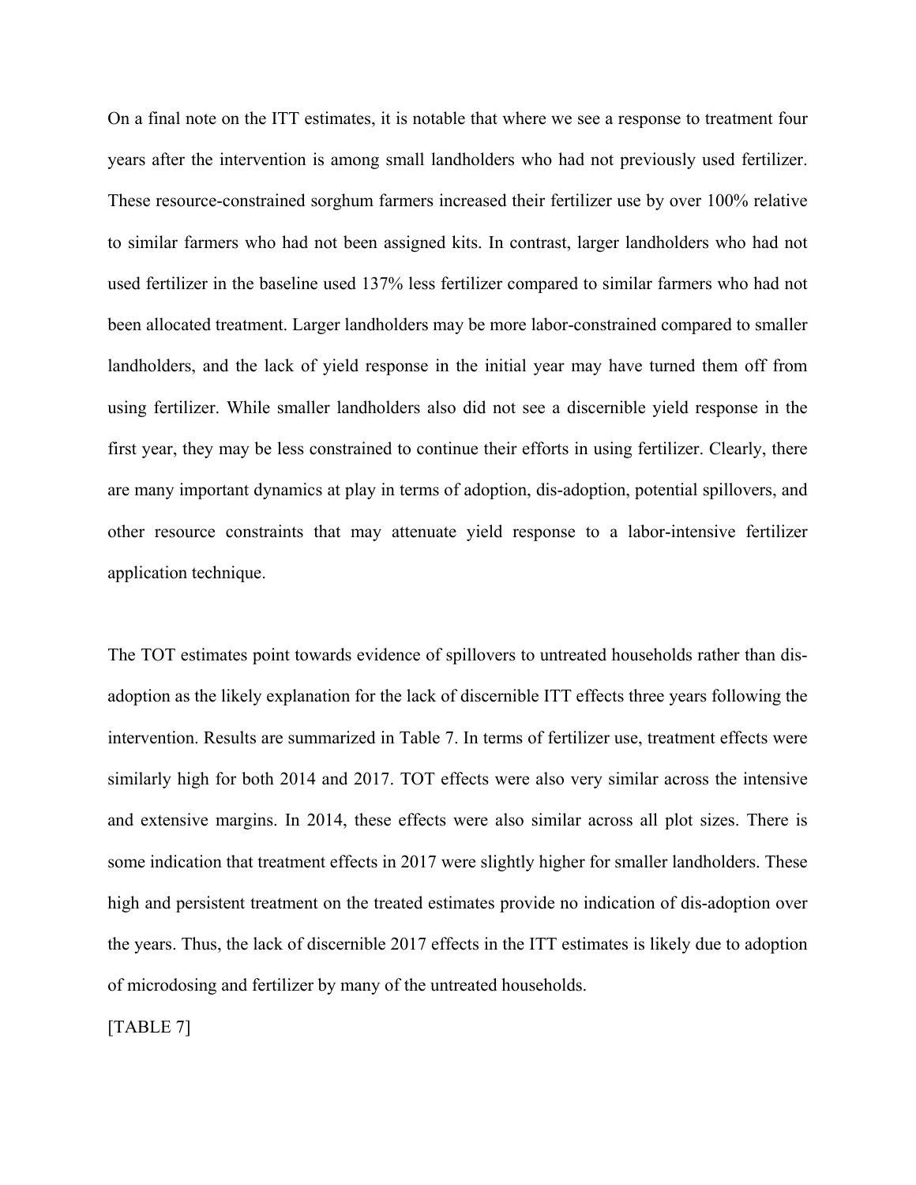On a final note on the ITT estimates, it is notable that where we see a response to treatment four years after the intervention is among small landholders who had not previously used fertilizer. These resource-constrained sorghum farmers increased their fertilizer use by over 100% relative to similar farmers who had not been assigned kits. In contrast, larger landholders who had not used fertilizer in the baseline used 137% less fertilizer compared to similar farmers who had not been allocated treatment. Larger landholders may be more labor-constrained compared to smaller landholders, and the lack of yield response in the initial year may have turned them off from using fertilizer. While smaller landholders also did not see a discernible yield response in the first year, they may be less constrained to continue their efforts in using fertilizer. Clearly, there are many important dynamics at play in terms of adoption, dis-adoption, potential spillovers, and other resource constraints that may attenuate yield response to a labor-intensive fertilizer application technique.

The TOT estimates point towards evidence of spillovers to untreated households rather than dis-adoption as the likely explanation for the lack of discernible ITT effects three years following the intervention. Results are summarized in Table 7. In terms of fertilizer use, treatment effects were similarly high for both 2014 and 2017. TOT effects were also very similar across the intensive and extensive margins. In 2014, these effects were also similar across all plot sizes. There is some indication that treatment effects in 2017 were slightly higher for smaller landholders. These high and persistent treatment on the treated estimates provide no indication of dis-adoption over the years. Thus, the lack of discernible 2017 effects in the ITT estimates is likely due to adoption of microdosing and fertilizer by many of the untreated households.

[TABLE 7]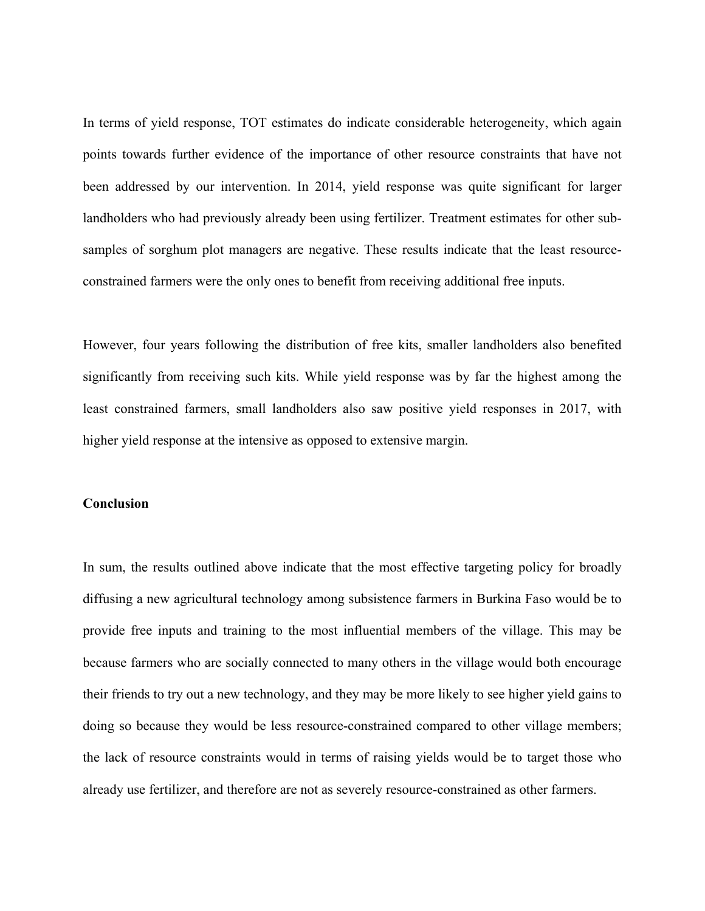In terms of yield response, TOT estimates do indicate considerable heterogeneity, which again points towards further evidence of the importance of other resource constraints that have not been addressed by our intervention. In 2014, yield response was quite significant for larger landholders who had previously already been using fertilizer. Treatment estimates for other sub-samples of sorghum plot managers are negative. These results indicate that the least resource-constrained farmers were the only ones to benefit from receiving additional free inputs.

However, four years following the distribution of free kits, smaller landholders also benefited significantly from receiving such kits. While yield response was by far the highest among the least constrained farmers, small landholders also saw positive yield responses in 2017, with higher yield response at the intensive as opposed to extensive margin.

**Conclusion**

In sum, the results outlined above indicate that the most effective targeting policy for broadly diffusing a new agricultural technology among subsistence farmers in Burkina Faso would be to provide free inputs and training to the most influential members of the village. This may be because farmers who are socially connected to many others in the village would both encourage their friends to try out a new technology, and they may be more likely to see higher yield gains to doing so because they would be less resource-constrained compared to other village members; the lack of resource constraints would in terms of raising yields would be to target those who already use fertilizer, and therefore are not as severely resource-constrained as other farmers.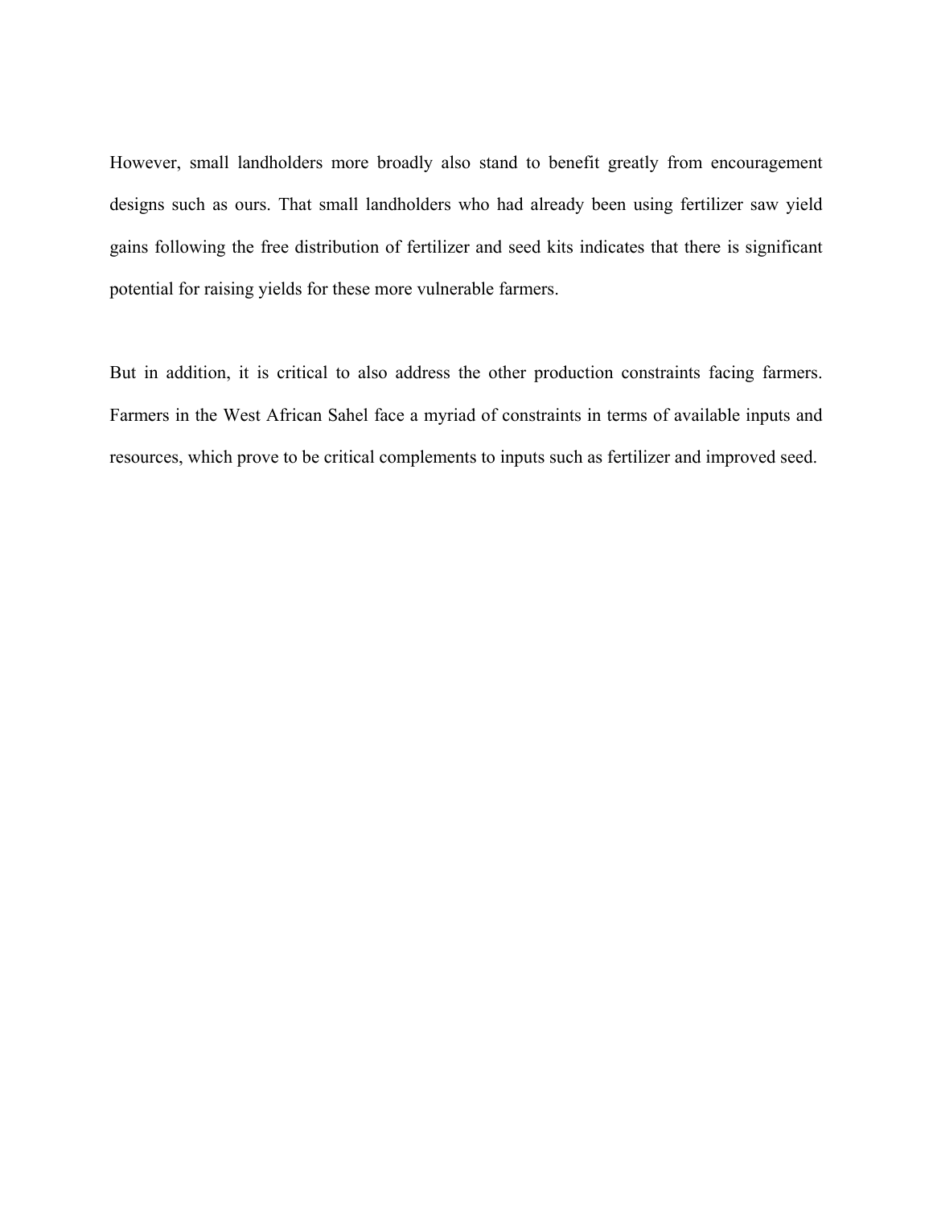However, small landholders more broadly also stand to benefit greatly from encouragement designs such as ours. That small landholders who had already been using fertilizer saw yield gains following the free distribution of fertilizer and seed kits indicates that there is significant potential for raising yields for these more vulnerable farmers.

But in addition, it is critical to also address the other production constraints facing farmers. Farmers in the West African Sahel face a myriad of constraints in terms of available inputs and resources, which prove to be critical complements to inputs such as fertilizer and improved seed.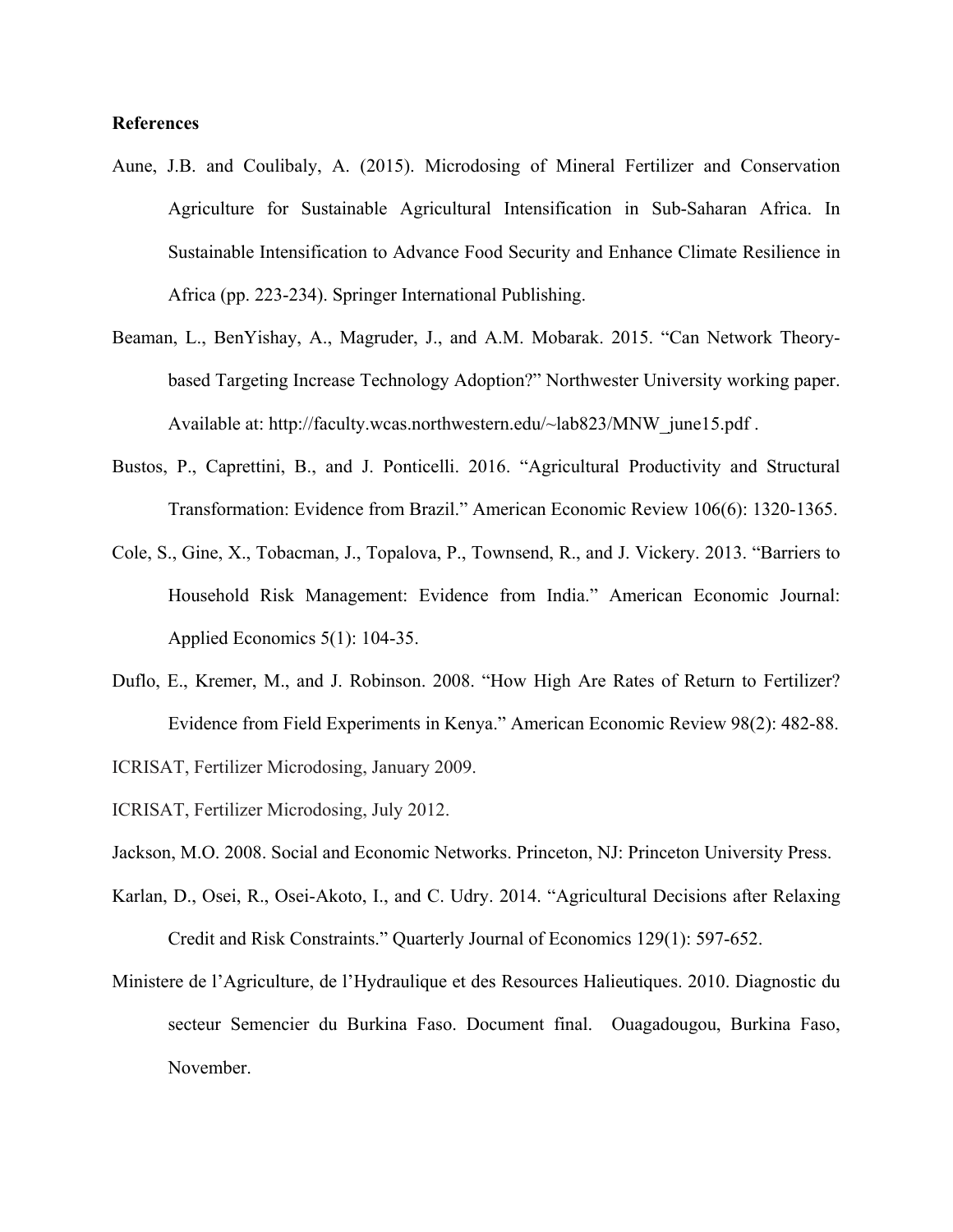**References**

Aune, J.B. and Coulibaly, A. (2015). Microdosing of Mineral Fertilizer and Conservation Agriculture for Sustainable Agricultural Intensification in Sub-Saharan Africa. In Sustainable Intensification to Advance Food Security and Enhance Climate Resilience in Africa (pp. 223-234). Springer International Publishing.

Beaman, L., BenYishay, A., Magruder, J., and A.M. Mobarak. 2015. "Can Network Theory-based Targeting Increase Technology Adoption?" Northwester University working paper. Available at: http://faculty.wcas.northwestern.edu/~lab823/MNW_june15.pdf .

Bustos, P., Caprettini, B., and J. Ponticelli. 2016. "Agricultural Productivity and Structural Transformation: Evidence from Brazil." American Economic Review 106(6): 1320-1365.

Cole, S., Gine, X., Tobacman, J., Topalova, P., Townsend, R., and J. Vickery. 2013. "Barriers to Household Risk Management: Evidence from India." American Economic Journal: Applied Economics 5(1): 104-35.

Duflo, E., Kremer, M., and J. Robinson. 2008. "How High Are Rates of Return to Fertilizer? Evidence from Field Experiments in Kenya." American Economic Review 98(2): 482-88.

ICRISAT, Fertilizer Microdosing, January 2009.

ICRISAT, Fertilizer Microdosing, July 2012.

Jackson, M.O. 2008. Social and Economic Networks. Princeton, NJ: Princeton University Press.

Karlan, D., Osei, R., Osei-Akoto, I., and C. Udry. 2014. "Agricultural Decisions after Relaxing Credit and Risk Constraints." Quarterly Journal of Economics 129(1): 597-652.

Ministere de l'Agriculture, de l'Hydraulique et des Resources Halieutiques. 2010. Diagnostic du secteur Semencier du Burkina Faso. Document final. Ouagadougou, Burkina Faso, November.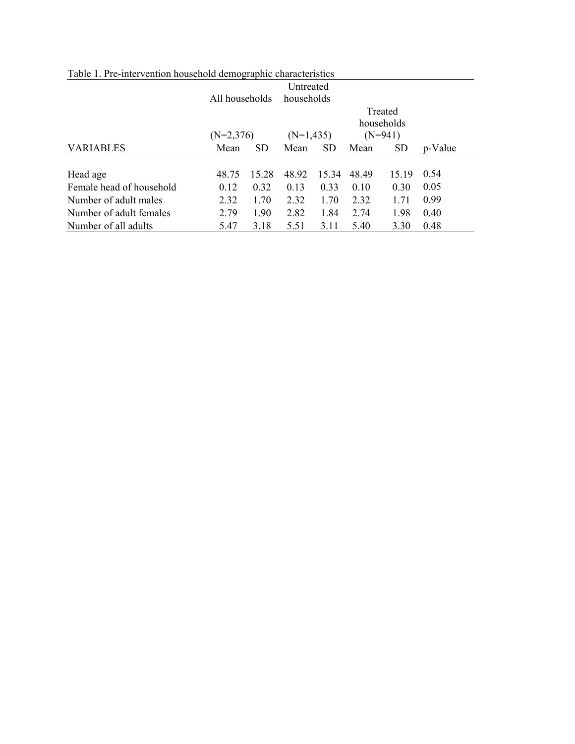Table 1. Pre-intervention household demographic characteristics

| | All households | | Untreated households | | Treated households | | |
|---|---|---|---|---|---|---|---|
| | (N=2,376) | | (N=1,435) | | (N=941) | | |
| VARIABLES | Mean | SD | Mean | SD | Mean | SD | p-Value |
| Head age | 48.75 | 15.28 | 48.92 | 15.34 | 48.49 | 15.19 | 0.54 |
| Female head of household | 0.12 | 0.32 | 0.13 | 0.33 | 0.10 | 0.30 | 0.05 |
| Number of adult males | 2.32 | 1.70 | 2.32 | 1.70 | 2.32 | 1.71 | 0.99 |
| Number of adult females | 2.79 | 1.90 | 2.82 | 1.84 | 2.74 | 1.98 | 0.40 |
| Number of all adults | 5.47 | 3.18 | 5.51 | 3.11 | 5.40 | 3.30 | 0.48 |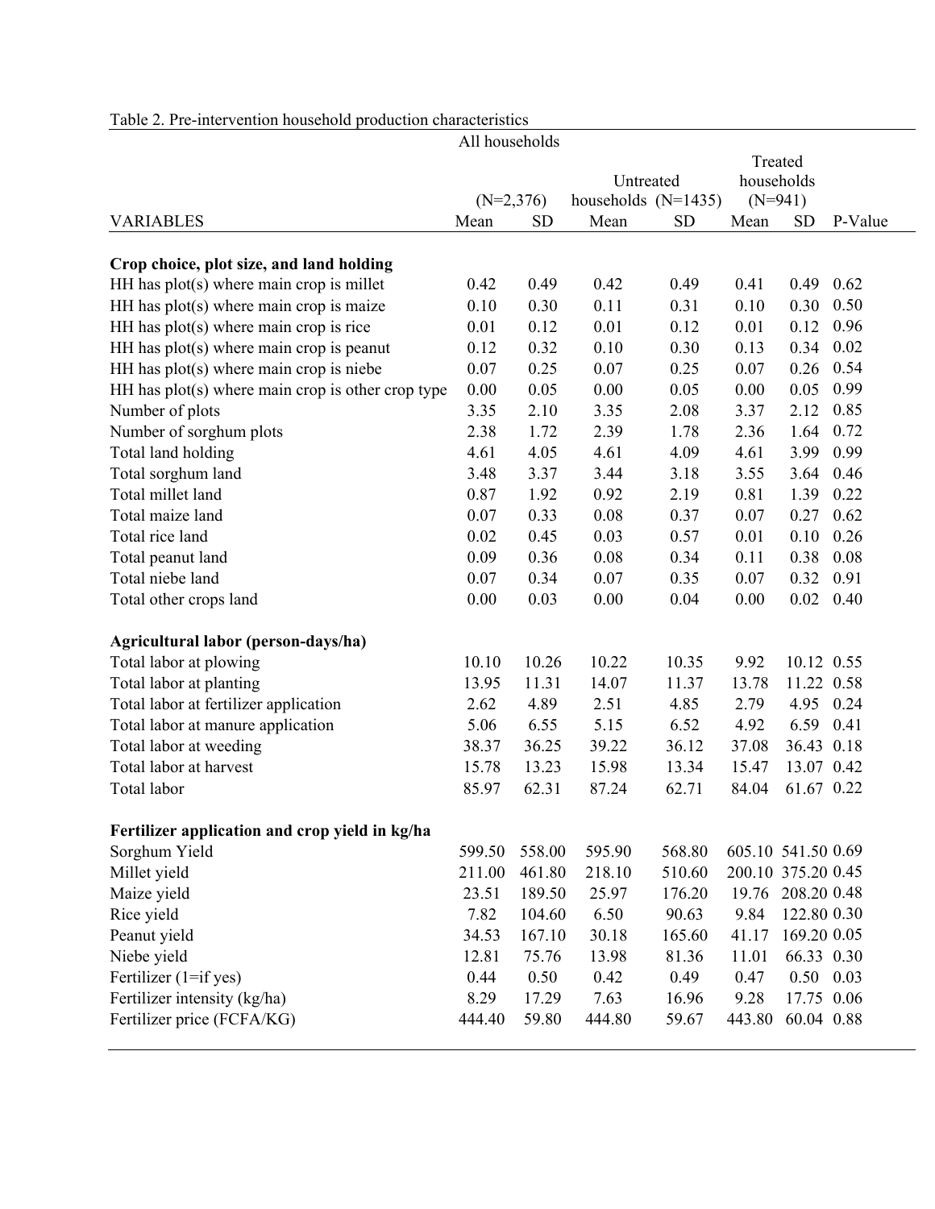Table 2. Pre-intervention household production characteristics

| | All households | | Untreated households (N=1435) | | Treated households (N=941) | | |
|---|---|---|---|---|---|---|---|
| | (N=2,376) | | | | | | |
| VARIABLES | Mean | SD | Mean | SD | Mean | SD | P-Value |
| **Crop choice, plot size, and land holding** | | | | | | | |
| HH has plot(s) where main crop is millet | 0.42 | 0.49 | 0.42 | 0.49 | 0.41 | 0.49 | 0.62 |
| HH has plot(s) where main crop is maize | 0.10 | 0.30 | 0.11 | 0.31 | 0.10 | 0.30 | 0.50 |
| HH has plot(s) where main crop is rice | 0.01 | 0.12 | 0.01 | 0.12 | 0.01 | 0.12 | 0.96 |
| HH has plot(s) where main crop is peanut | 0.12 | 0.32 | 0.10 | 0.30 | 0.13 | 0.34 | 0.02 |
| HH has plot(s) where main crop is niebe | 0.07 | 0.25 | 0.07 | 0.25 | 0.07 | 0.26 | 0.54 |
| HH has plot(s) where main crop is other crop type | 0.00 | 0.05 | 0.00 | 0.05 | 0.00 | 0.05 | 0.99 |
| Number of plots | 3.35 | 2.10 | 3.35 | 2.08 | 3.37 | 2.12 | 0.85 |
| Number of sorghum plots | 2.38 | 1.72 | 2.39 | 1.78 | 2.36 | 1.64 | 0.72 |
| Total land holding | 4.61 | 4.05 | 4.61 | 4.09 | 4.61 | 3.99 | 0.99 |
| Total sorghum land | 3.48 | 3.37 | 3.44 | 3.18 | 3.55 | 3.64 | 0.46 |
| Total millet land | 0.87 | 1.92 | 0.92 | 2.19 | 0.81 | 1.39 | 0.22 |
| Total maize land | 0.07 | 0.33 | 0.08 | 0.37 | 0.07 | 0.27 | 0.62 |
| Total rice land | 0.02 | 0.45 | 0.03 | 0.57 | 0.01 | 0.10 | 0.26 |
| Total peanut land | 0.09 | 0.36 | 0.08 | 0.34 | 0.11 | 0.38 | 0.08 |
| Total niebe land | 0.07 | 0.34 | 0.07 | 0.35 | 0.07 | 0.32 | 0.91 |
| Total other crops land | 0.00 | 0.03 | 0.00 | 0.04 | 0.00 | 0.02 | 0.40 |
| **Agricultural labor (person-days/ha)** | | | | | | | |
| Total labor at plowing | 10.10 | 10.26 | 10.22 | 10.35 | 9.92 | 10.12 | 0.55 |
| Total labor at planting | 13.95 | 11.31 | 14.07 | 11.37 | 13.78 | 11.22 | 0.58 |
| Total labor at fertilizer application | 2.62 | 4.89 | 2.51 | 4.85 | 2.79 | 4.95 | 0.24 |
| Total labor at manure application | 5.06 | 6.55 | 5.15 | 6.52 | 4.92 | 6.59 | 0.41 |
| Total labor at weeding | 38.37 | 36.25 | 39.22 | 36.12 | 37.08 | 36.43 | 0.18 |
| Total labor at harvest | 15.78 | 13.23 | 15.98 | 13.34 | 15.47 | 13.07 | 0.42 |
| Total labor | 85.97 | 62.31 | 87.24 | 62.71 | 84.04 | 61.67 | 0.22 |
| **Fertilizer application and crop yield in kg/ha** | | | | | | | |
| Sorghum Yield | 599.50 | 558.00 | 595.90 | 568.80 | 605.10 | 541.50 | 0.69 |
| Millet yield | 211.00 | 461.80 | 218.10 | 510.60 | 200.10 | 375.20 | 0.45 |
| Maize yield | 23.51 | 189.50 | 25.97 | 176.20 | 19.76 | 208.20 | 0.48 |
| Rice yield | 7.82 | 104.60 | 6.50 | 90.63 | 9.84 | 122.80 | 0.30 |
| Peanut yield | 34.53 | 167.10 | 30.18 | 165.60 | 41.17 | 169.20 | 0.05 |
| Niebe yield | 12.81 | 75.76 | 13.98 | 81.36 | 11.01 | 66.33 | 0.30 |
| Fertilizer (1=if yes) | 0.44 | 0.50 | 0.42 | 0.49 | 0.47 | 0.50 | 0.03 |
| Fertilizer intensity (kg/ha) | 8.29 | 17.29 | 7.63 | 16.96 | 9.28 | 17.75 | 0.06 |
| Fertilizer price (FCFA/KG) | 444.40 | 59.80 | 444.80 | 59.67 | 443.80 | 60.04 | 0.88 |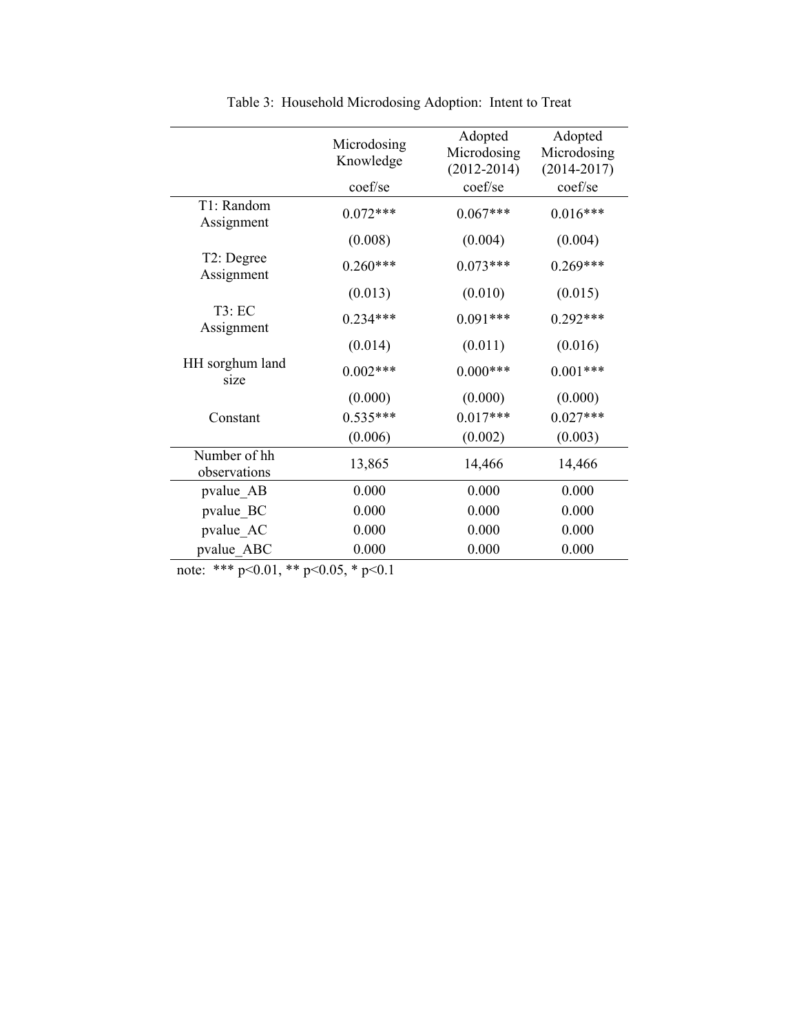Table 3: Household Microdosing Adoption: Intent to Treat

| | Microdosing Knowledge | Adopted Microdosing (2012-2014) | Adopted Microdosing (2014-2017) |
|---|---|---|---|
| | coef/se | coef/se | coef/se |
| T1: Random Assignment | 0.072*** | 0.067*** | 0.016*** |
| | (0.008) | (0.004) | (0.004) |
| T2: Degree Assignment | 0.260*** | 0.073*** | 0.269*** |
| | (0.013) | (0.010) | (0.015) |
| T3: EC Assignment | 0.234*** | 0.091*** | 0.292*** |
| | (0.014) | (0.011) | (0.016) |
| HH sorghum land size | 0.002*** | 0.000*** | 0.001*** |
| | (0.000) | (0.000) | (0.000) |
| Constant | 0.535*** | 0.017*** | 0.027*** |
| | (0.006) | (0.002) | (0.003) |
| Number of hh observations | 13,865 | 14,466 | 14,466 |
| pvalue_AB | 0.000 | 0.000 | 0.000 |
| pvalue_BC | 0.000 | 0.000 | 0.000 |
| pvalue_AC | 0.000 | 0.000 | 0.000 |
| pvalue_ABC | 0.000 | 0.000 | 0.000 |

note: *** $p<0.01$, ** $p<0.05$, * $p<0.1$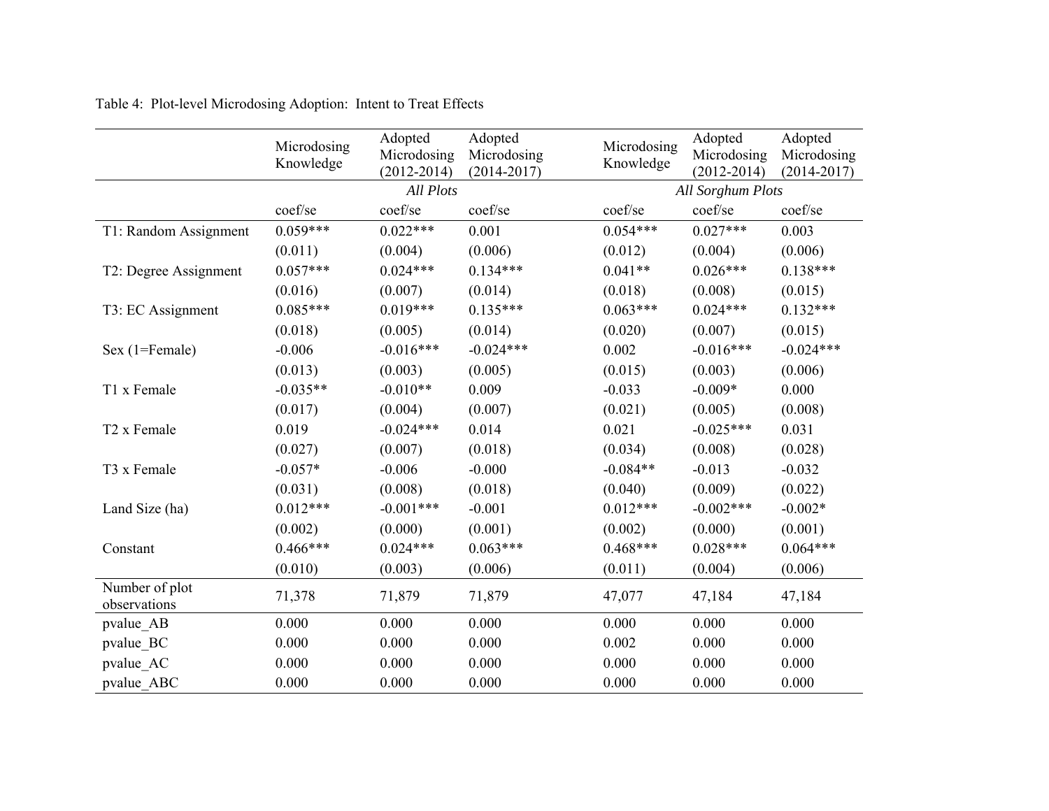Table 4: Plot-level Microdosing Adoption: Intent to Treat Effects

| | Microdosing Knowledge | Adopted Microdosing (2012-2014) | Adopted Microdosing (2014-2017) | Microdosing Knowledge | Adopted Microdosing (2012-2014) | Adopted Microdosing (2014-2017) |
|---|---|---|---|---|---|---|
| | *All Plots* | | | *All Sorghum Plots* | | |
| | coef/se | coef/se | coef/se | coef/se | coef/se | coef/se |
| T1: Random Assignment | 0.059*** | 0.022*** | 0.001 | 0.054*** | 0.027*** | 0.003 |
| | (0.011) | (0.004) | (0.006) | (0.012) | (0.004) | (0.006) |
| T2: Degree Assignment | 0.057*** | 0.024*** | 0.134*** | 0.041** | 0.026*** | 0.138*** |
| | (0.016) | (0.007) | (0.014) | (0.018) | (0.008) | (0.015) |
| T3: EC Assignment | 0.085*** | 0.019*** | 0.135*** | 0.063*** | 0.024*** | 0.132*** |
| | (0.018) | (0.005) | (0.014) | (0.020) | (0.007) | (0.015) |
| Sex (1=Female) | -0.006 | -0.016*** | -0.024*** | 0.002 | -0.016*** | -0.024*** |
| | (0.013) | (0.003) | (0.005) | (0.015) | (0.003) | (0.006) |
| T1 x Female | -0.035** | -0.010** | 0.009 | -0.033 | -0.009* | 0.000 |
| | (0.017) | (0.004) | (0.007) | (0.021) | (0.005) | (0.008) |
| T2 x Female | 0.019 | -0.024*** | 0.014 | 0.021 | -0.025*** | 0.031 |
| | (0.027) | (0.007) | (0.018) | (0.034) | (0.008) | (0.028) |
| T3 x Female | -0.057* | -0.006 | -0.000 | -0.084** | -0.013 | -0.032 |
| | (0.031) | (0.008) | (0.018) | (0.040) | (0.009) | (0.022) |
| Land Size (ha) | 0.012*** | -0.001*** | -0.001 | 0.012*** | -0.002*** | -0.002* |
| | (0.002) | (0.000) | (0.001) | (0.002) | (0.000) | (0.001) |
| Constant | 0.466*** | 0.024*** | 0.063*** | 0.468*** | 0.028*** | 0.064*** |
| | (0.010) | (0.003) | (0.006) | (0.011) | (0.004) | (0.006) |
| Number of plot observations | 71,378 | 71,879 | 71,879 | 47,077 | 47,184 | 47,184 |
| pvalue_AB | 0.000 | 0.000 | 0.000 | 0.000 | 0.000 | 0.000 |
| pvalue_BC | 0.000 | 0.000 | 0.000 | 0.002 | 0.000 | 0.000 |
| pvalue_AC | 0.000 | 0.000 | 0.000 | 0.000 | 0.000 | 0.000 |
| pvalue_ABC | 0.000 | 0.000 | 0.000 | 0.000 | 0.000 | 0.000 |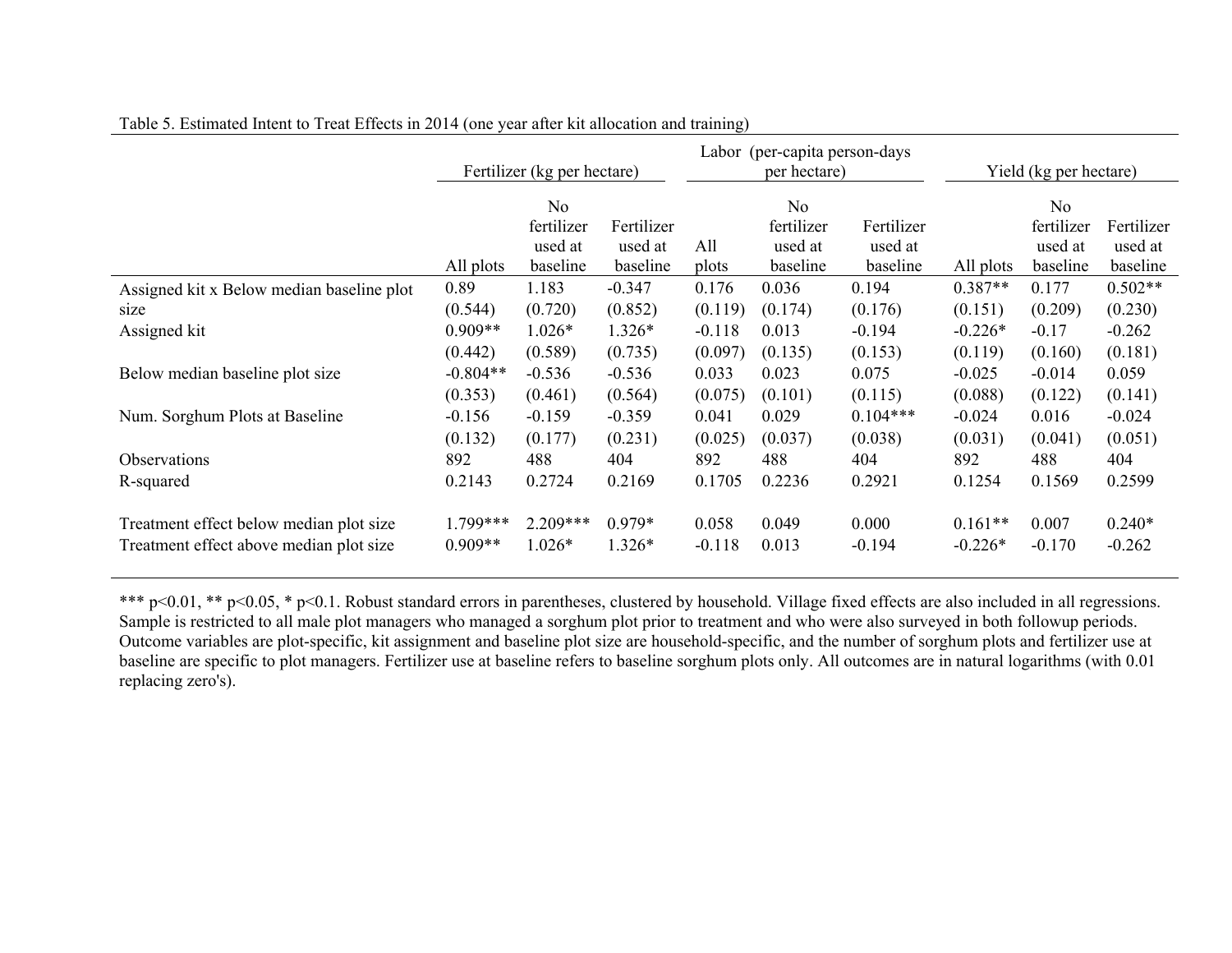Table 5. Estimated Intent to Treat Effects in 2014 (one year after kit allocation and training)

| | Fertilizer (kg per hectare) | | | Labor (per-capita person-days per hectare) | | | Yield (kg per hectare) | | |
|---|---|---|---|---|---|---|---|---|---|
| | All plots | No fertilizer used at baseline | Fertilizer used at baseline | All plots | No fertilizer used at baseline | Fertilizer used at baseline | All plots | No fertilizer used at baseline | Fertilizer used at baseline |
| Assigned kit x Below median baseline plot size | 0.89 | 1.183 | -0.347 | 0.176 | 0.036 | 0.194 | 0.387** | 0.177 | 0.502** |
| | (0.544) | (0.720) | (0.852) | (0.119) | (0.174) | (0.176) | (0.151) | (0.209) | (0.230) |
| Assigned kit | 0.909** | 1.026* | 1.326* | -0.118 | 0.013 | -0.194 | -0.226* | -0.17 | -0.262 |
| | (0.442) | (0.589) | (0.735) | (0.097) | (0.135) | (0.153) | (0.119) | (0.160) | (0.181) |
| Below median baseline plot size | -0.804** | -0.536 | -0.536 | 0.033 | 0.023 | 0.075 | -0.025 | -0.014 | 0.059 |
| | (0.353) | (0.461) | (0.564) | (0.075) | (0.101) | (0.115) | (0.088) | (0.122) | (0.141) |
| Num. Sorghum Plots at Baseline | -0.156 | -0.159 | -0.359 | 0.041 | 0.029 | 0.104*** | -0.024 | 0.016 | -0.024 |
| | (0.132) | (0.177) | (0.231) | (0.025) | (0.037) | (0.038) | (0.031) | (0.041) | (0.051) |
| Observations | 892 | 488 | 404 | 892 | 488 | 404 | 892 | 488 | 404 |
| R-squared | 0.2143 | 0.2724 | 0.2169 | 0.1705 | 0.2236 | 0.2921 | 0.1254 | 0.1569 | 0.2599 |
| | | | | | | | | | |
| Treatment effect below median plot size | 1.799*** | 2.209*** | 0.979* | 0.058 | 0.049 | 0.000 | 0.161** | 0.007 | 0.240* |
| Treatment effect above median plot size | 0.909** | 1.026* | 1.326* | -0.118 | 0.013 | -0.194 | -0.226* | -0.170 | -0.262 |

*** p<0.01, ** p<0.05, * p<0.1. Robust standard errors in parentheses, clustered by household. Village fixed effects are also included in all regressions. Sample is restricted to all male plot managers who managed a sorghum plot prior to treatment and who were also surveyed in both followup periods. Outcome variables are plot-specific, kit assignment and baseline plot size are household-specific, and the number of sorghum plots and fertilizer use at baseline are specific to plot managers. Fertilizer use at baseline refers to baseline sorghum plots only. All outcomes are in natural logarithms (with 0.01 replacing zero's).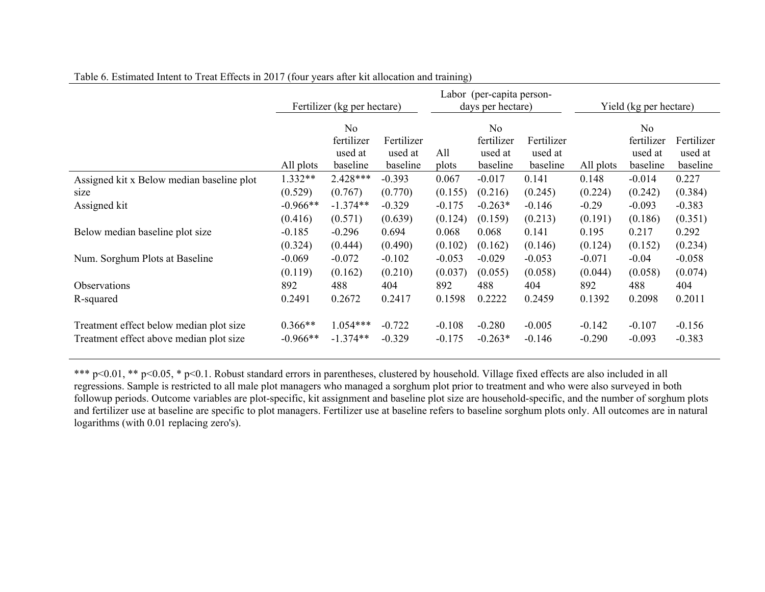Table 6. Estimated Intent to Treat Effects in 2017 (four years after kit allocation and training)

| | Fertilizer (kg per hectare) | | | Labor (per-capita person-days per hectare) | | | Yield (kg per hectare) | | |
|---|---|---|---|---|---|---|---|---|---|
| | All plots | No fertilizer used at baseline | Fertilizer used at baseline | All plots | No fertilizer used at baseline | Fertilizer used at baseline | All plots | No fertilizer used at baseline | Fertilizer used at baseline |
| Assigned kit x Below median baseline plot size | 1.332** | 2.428*** | -0.393 | 0.067 | -0.017 | 0.141 | 0.148 | -0.014 | 0.227 |
| | (0.529) | (0.767) | (0.770) | (0.155) | (0.216) | (0.245) | (0.224) | (0.242) | (0.384) |
| Assigned kit | -0.966** | -1.374** | -0.329 | -0.175 | -0.263* | -0.146 | -0.29 | -0.093 | -0.383 |
| | (0.416) | (0.571) | (0.639) | (0.124) | (0.159) | (0.213) | (0.191) | (0.186) | (0.351) |
| Below median baseline plot size | -0.185 | -0.296 | 0.694 | 0.068 | 0.068 | 0.141 | 0.195 | 0.217 | 0.292 |
| | (0.324) | (0.444) | (0.490) | (0.102) | (0.162) | (0.146) | (0.124) | (0.152) | (0.234) |
| Num. Sorghum Plots at Baseline | -0.069 | -0.072 | -0.102 | -0.053 | -0.029 | -0.053 | -0.071 | -0.04 | -0.058 |
| | (0.119) | (0.162) | (0.210) | (0.037) | (0.055) | (0.058) | (0.044) | (0.058) | (0.074) |
| Observations | 892 | 488 | 404 | 892 | 488 | 404 | 892 | 488 | 404 |
| R-squared | 0.2491 | 0.2672 | 0.2417 | 0.1598 | 0.2222 | 0.2459 | 0.1392 | 0.2098 | 0.2011 |
| | | | | | | | | | |
| Treatment effect below median plot size | 0.366** | 1.054*** | -0.722 | -0.108 | -0.280 | -0.005 | -0.142 | -0.107 | -0.156 |
| Treatment effect above median plot size | -0.966** | -1.374** | -0.329 | -0.175 | -0.263* | -0.146 | -0.290 | -0.093 | -0.383 |

*** p<0.01, ** p<0.05, * p<0.1. Robust standard errors in parentheses, clustered by household. Village fixed effects are also included in all regressions. Sample is restricted to all male plot managers who managed a sorghum plot prior to treatment and who were also surveyed in both followup periods. Outcome variables are plot-specific, kit assignment and baseline plot size are household-specific, and the number of sorghum plots and fertilizer use at baseline are specific to plot managers. Fertilizer use at baseline refers to baseline sorghum plots only. All outcomes are in natural logarithms (with 0.01 replacing zero's).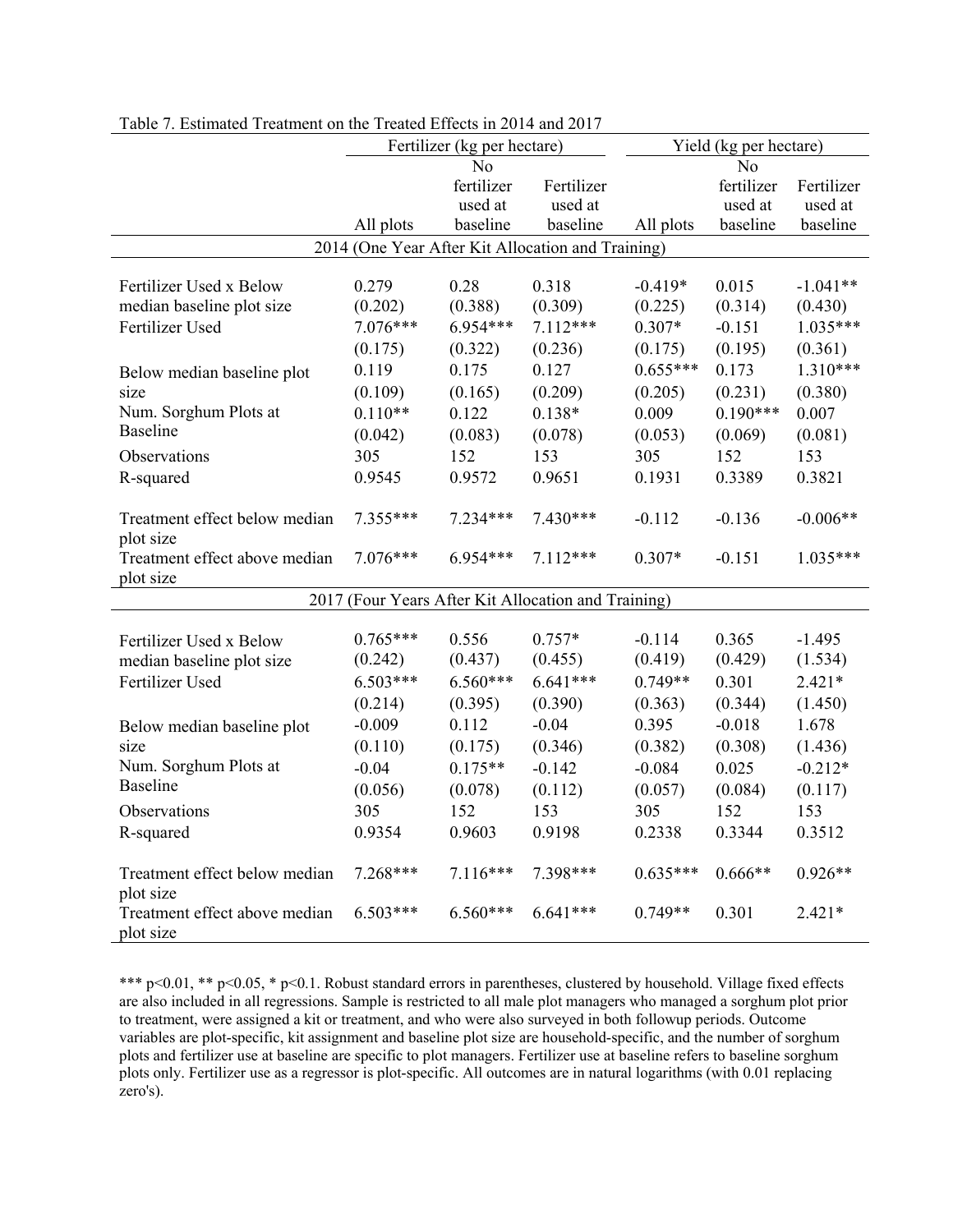Table 7. Estimated Treatment on the Treated Effects in 2014 and 2017

| | Fertilizer (kg per hectare) | | | Yield (kg per hectare) | | |
|---|---|---|---|---|---|---|
| | All plots | No fertilizer used at baseline | Fertilizer used at baseline | All plots | No fertilizer used at baseline | Fertilizer used at baseline |
| **2014 (One Year After Kit Allocation and Training)** | | | | | | |
| Fertilizer Used x Below median baseline plot size | 0.279 | 0.28 | 0.318 | -0.419* | 0.015 | -1.041** |
| | (0.202) | (0.388) | (0.309) | (0.225) | (0.314) | (0.430) |
| Fertilizer Used | 7.076*** | 6.954*** | 7.112*** | 0.307* | -0.151 | 1.035*** |
| | (0.175) | (0.322) | (0.236) | (0.175) | (0.195) | (0.361) |
| Below median baseline plot size | 0.119 | 0.175 | 0.127 | 0.655*** | 0.173 | 1.310*** |
| | (0.109) | (0.165) | (0.209) | (0.205) | (0.231) | (0.380) |
| Num. Sorghum Plots at Baseline | 0.110** | 0.122 | 0.138* | 0.009 | 0.190*** | 0.007 |
| | (0.042) | (0.083) | (0.078) | (0.053) | (0.069) | (0.081) |
| Observations | 305 | 152 | 153 | 305 | 152 | 153 |
| R-squared | 0.9545 | 0.9572 | 0.9651 | 0.1931 | 0.3389 | 0.3821 |
| Treatment effect below median plot size | 7.355*** | 7.234*** | 7.430*** | -0.112 | -0.136 | -0.006** |
| Treatment effect above median plot size | 7.076*** | 6.954*** | 7.112*** | 0.307* | -0.151 | 1.035*** |
| **2017 (Four Years After Kit Allocation and Training)** | | | | | | |
| Fertilizer Used x Below median baseline plot size | 0.765*** | 0.556 | 0.757* | -0.114 | 0.365 | -1.495 |
| | (0.242) | (0.437) | (0.455) | (0.419) | (0.429) | (1.534) |
| Fertilizer Used | 6.503*** | 6.560*** | 6.641*** | 0.749** | 0.301 | 2.421* |
| | (0.214) | (0.395) | (0.390) | (0.363) | (0.344) | (1.450) |
| Below median baseline plot size | -0.009 | 0.112 | -0.04 | 0.395 | -0.018 | 1.678 |
| | (0.110) | (0.175) | (0.346) | (0.382) | (0.308) | (1.436) |
| Num. Sorghum Plots at Baseline | -0.04 | 0.175** | -0.142 | -0.084 | 0.025 | -0.212* |
| | (0.056) | (0.078) | (0.112) | (0.057) | (0.084) | (0.117) |
| Observations | 305 | 152 | 153 | 305 | 152 | 153 |
| R-squared | 0.9354 | 0.9603 | 0.9198 | 0.2338 | 0.3344 | 0.3512 |
| Treatment effect below median plot size | 7.268*** | 7.116*** | 7.398*** | 0.635*** | 0.666** | 0.926** |
| Treatment effect above median plot size | 6.503*** | 6.560*** | 6.641*** | 0.749** | 0.301 | 2.421* |

*** p<0.01, ** p<0.05, * p<0.1. Robust standard errors in parentheses, clustered by household. Village fixed effects are also included in all regressions. Sample is restricted to all male plot managers who managed a sorghum plot prior to treatment, were assigned a kit or treatment, and who were also surveyed in both followup periods. Outcome variables are plot-specific, kit assignment and baseline plot size are household-specific, and the number of sorghum plots and fertilizer use at baseline are specific to plot managers. Fertilizer use at baseline refers to baseline sorghum plots only. Fertilizer use as a regressor is plot-specific. All outcomes are in natural logarithms (with 0.01 replacing zero's).